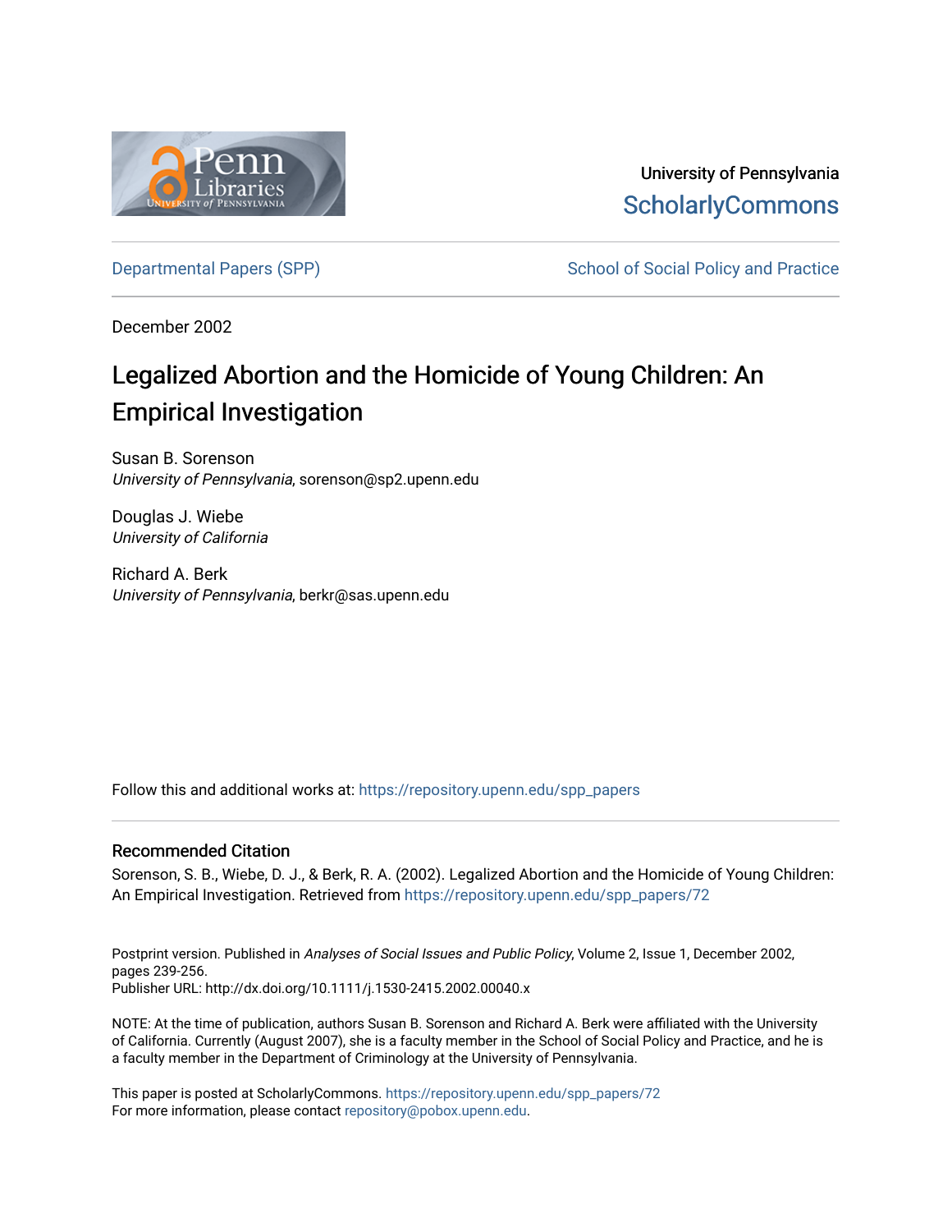University of Pennsylvania
ScholarlyCommons

Departmental Papers (SPP) | School of Social Policy and Practice

December 2002

# Legalized Abortion and the Homicide of Young Children: An Empirical Investigation

Susan B. Sorenson
*University of Pennsylvania*, sorenson@sp2.upenn.edu

Douglas J. Wiebe
*University of California*

Richard A. Berk
*University of Pennsylvania*, berkr@sas.upenn.edu

Follow this and additional works at: https://repository.upenn.edu/spp_papers

## Recommended Citation

Sorenson, S. B., Wiebe, D. J., & Berk, R. A. (2002). Legalized Abortion and the Homicide of Young Children: An Empirical Investigation. Retrieved from https://repository.upenn.edu/spp_papers/72

Postprint version. Published in *Analyses of Social Issues and Public Policy*, Volume 2, Issue 1, December 2002, pages 239-256.
Publisher URL: http://dx.doi.org/10.1111/j.1530-2415.2002.00040.x

NOTE: At the time of publication, authors Susan B. Sorenson and Richard A. Berk were affiliated with the University of California. Currently (August 2007), she is a faculty member in the School of Social Policy and Practice, and he is a faculty member in the Department of Criminology at the University of Pennsylvania.

This paper is posted at ScholarlyCommons. https://repository.upenn.edu/spp_papers/72
For more information, please contact repository@pobox.upenn.edu.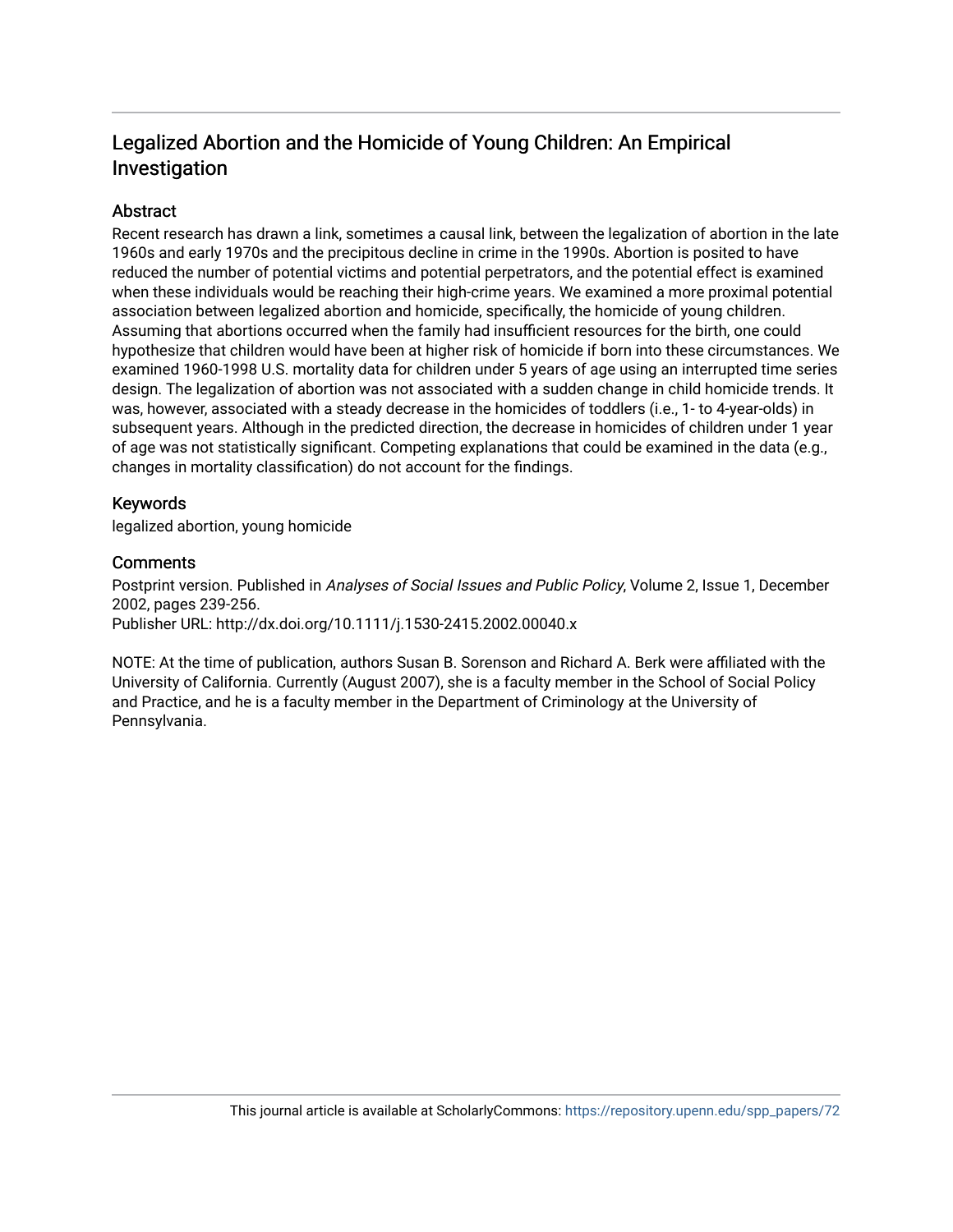# Legalized Abortion and the Homicide of Young Children: An Empirical Investigation

## Abstract

Recent research has drawn a link, sometimes a causal link, between the legalization of abortion in the late 1960s and early 1970s and the precipitous decline in crime in the 1990s. Abortion is posited to have reduced the number of potential victims and potential perpetrators, and the potential effect is examined when these individuals would be reaching their high-crime years. We examined a more proximal potential association between legalized abortion and homicide, specifically, the homicide of young children. Assuming that abortions occurred when the family had insufficient resources for the birth, one could hypothesize that children would have been at higher risk of homicide if born into these circumstances. We examined 1960-1998 U.S. mortality data for children under 5 years of age using an interrupted time series design. The legalization of abortion was not associated with a sudden change in child homicide trends. It was, however, associated with a steady decrease in the homicides of toddlers (i.e., 1- to 4-year-olds) in subsequent years. Although in the predicted direction, the decrease in homicides of children under 1 year of age was not statistically significant. Competing explanations that could be examined in the data (e.g., changes in mortality classification) do not account for the findings.

## Keywords

legalized abortion, young homicide

## Comments

Postprint version. Published in *Analyses of Social Issues and Public Policy*, Volume 2, Issue 1, December 2002, pages 239-256.
Publisher URL: http://dx.doi.org/10.1111/j.1530-2415.2002.00040.x

NOTE: At the time of publication, authors Susan B. Sorenson and Richard A. Berk were affiliated with the University of California. Currently (August 2007), she is a faculty member in the School of Social Policy and Practice, and he is a faculty member in the Department of Criminology at the University of Pennsylvania.

This journal article is available at ScholarlyCommons: https://repository.upenn.edu/spp_papers/72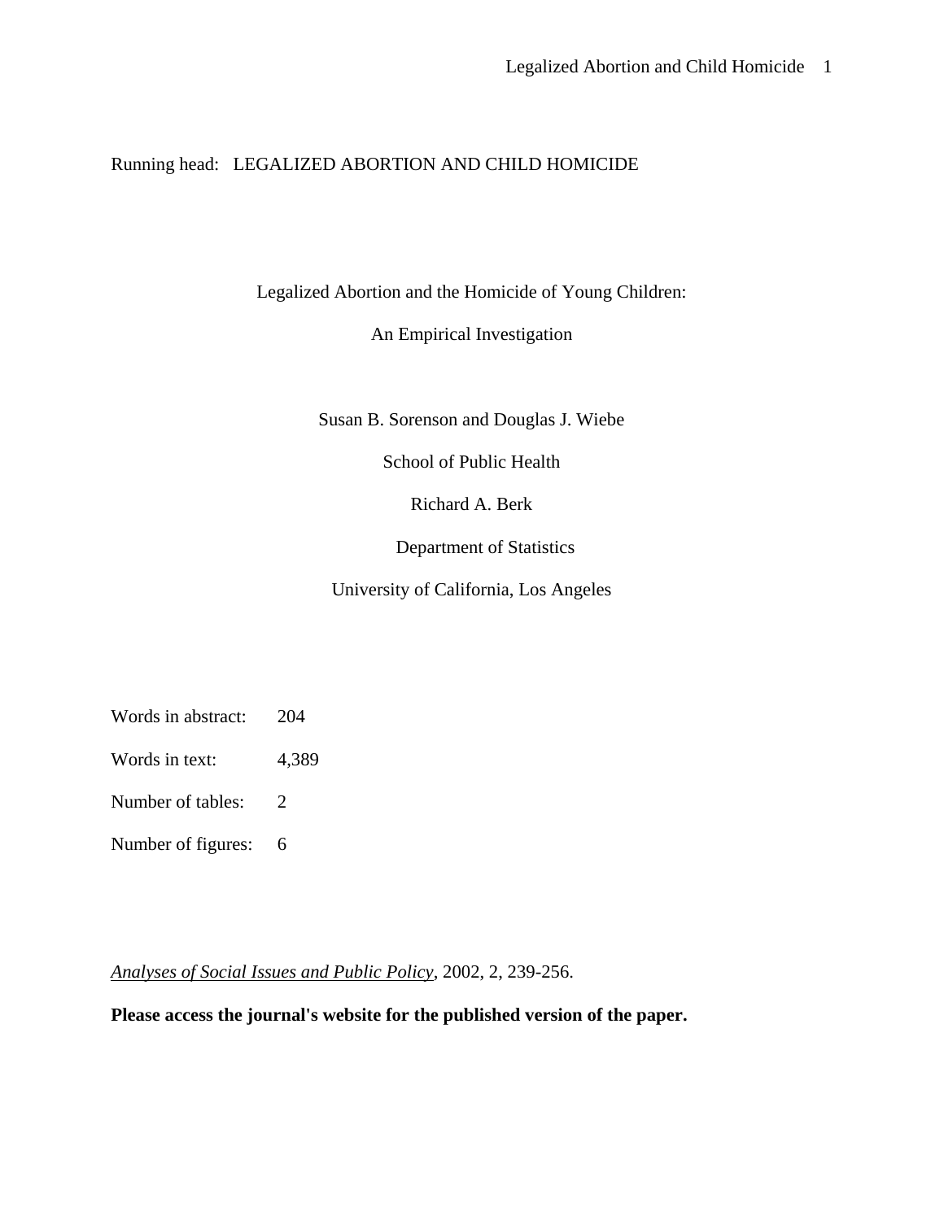Running head: LEGALIZED ABORTION AND CHILD HOMICIDE

# Legalized Abortion and the Homicide of Young Children: An Empirical Investigation

Susan B. Sorenson and Douglas J. Wiebe

School of Public Health

Richard A. Berk

Department of Statistics

University of California, Los Angeles

Words in abstract: 204

Words in text: 4,389

Number of tables: 2

Number of figures: 6

*Analyses of Social Issues and Public Policy*, 2002, 2, 239-256.

**Please access the journal's website for the published version of the paper.**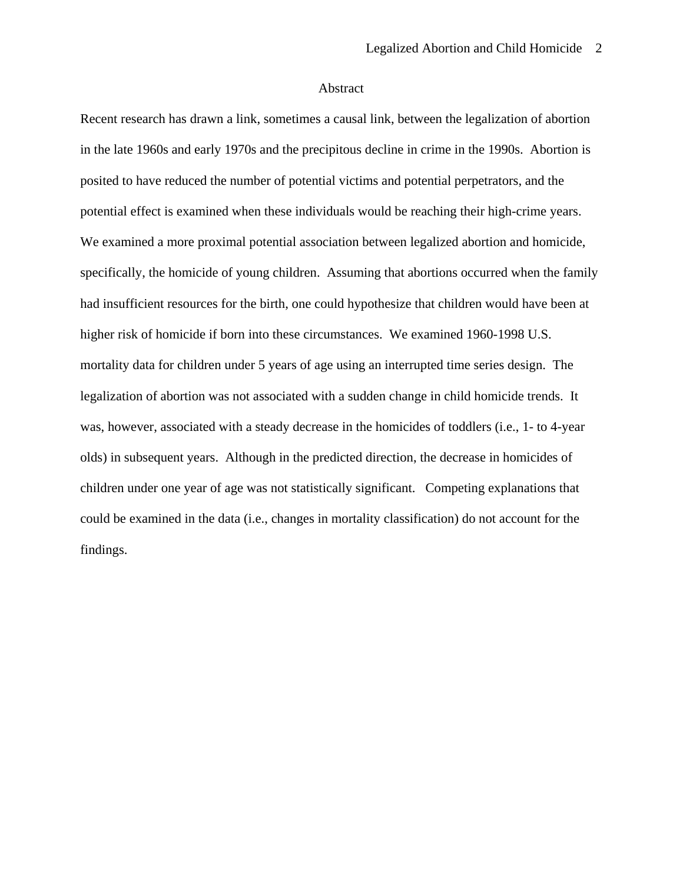# Abstract

Recent research has drawn a link, sometimes a causal link, between the legalization of abortion in the late 1960s and early 1970s and the precipitous decline in crime in the 1990s. Abortion is posited to have reduced the number of potential victims and potential perpetrators, and the potential effect is examined when these individuals would be reaching their high-crime years. We examined a more proximal potential association between legalized abortion and homicide, specifically, the homicide of young children. Assuming that abortions occurred when the family had insufficient resources for the birth, one could hypothesize that children would have been at higher risk of homicide if born into these circumstances. We examined 1960-1998 U.S. mortality data for children under 5 years of age using an interrupted time series design. The legalization of abortion was not associated with a sudden change in child homicide trends. It was, however, associated with a steady decrease in the homicides of toddlers (i.e., 1- to 4-year olds) in subsequent years. Although in the predicted direction, the decrease in homicides of children under one year of age was not statistically significant. Competing explanations that could be examined in the data (i.e., changes in mortality classification) do not account for the findings.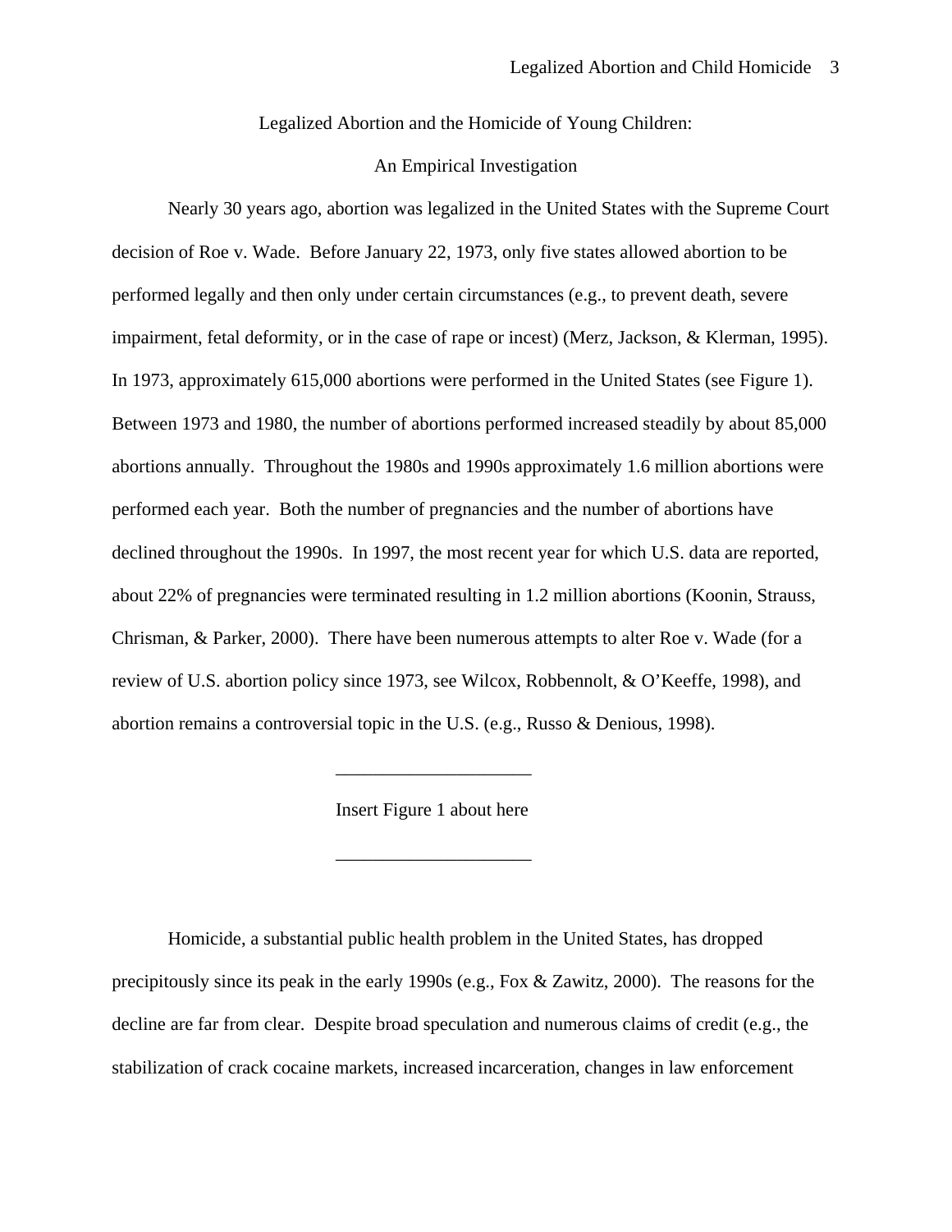# Legalized Abortion and the Homicide of Young Children: An Empirical Investigation

Nearly 30 years ago, abortion was legalized in the United States with the Supreme Court decision of Roe v. Wade. Before January 22, 1973, only five states allowed abortion to be performed legally and then only under certain circumstances (e.g., to prevent death, severe impairment, fetal deformity, or in the case of rape or incest) (Merz, Jackson, & Klerman, 1995). In 1973, approximately 615,000 abortions were performed in the United States (see Figure 1). Between 1973 and 1980, the number of abortions performed increased steadily by about 85,000 abortions annually. Throughout the 1980s and 1990s approximately 1.6 million abortions were performed each year. Both the number of pregnancies and the number of abortions have declined throughout the 1990s. In 1997, the most recent year for which U.S. data are reported, about 22% of pregnancies were terminated resulting in 1.2 million abortions (Koonin, Strauss, Chrisman, & Parker, 2000). There have been numerous attempts to alter Roe v. Wade (for a review of U.S. abortion policy since 1973, see Wilcox, Robbennolt, & O'Keeffe, 1998), and abortion remains a controversial topic in the U.S. (e.g., Russo & Denious, 1998).

---

Insert Figure 1 about here

---

Homicide, a substantial public health problem in the United States, has dropped precipitously since its peak in the early 1990s (e.g., Fox & Zawitz, 2000). The reasons for the decline are far from clear. Despite broad speculation and numerous claims of credit (e.g., the stabilization of crack cocaine markets, increased incarceration, changes in law enforcement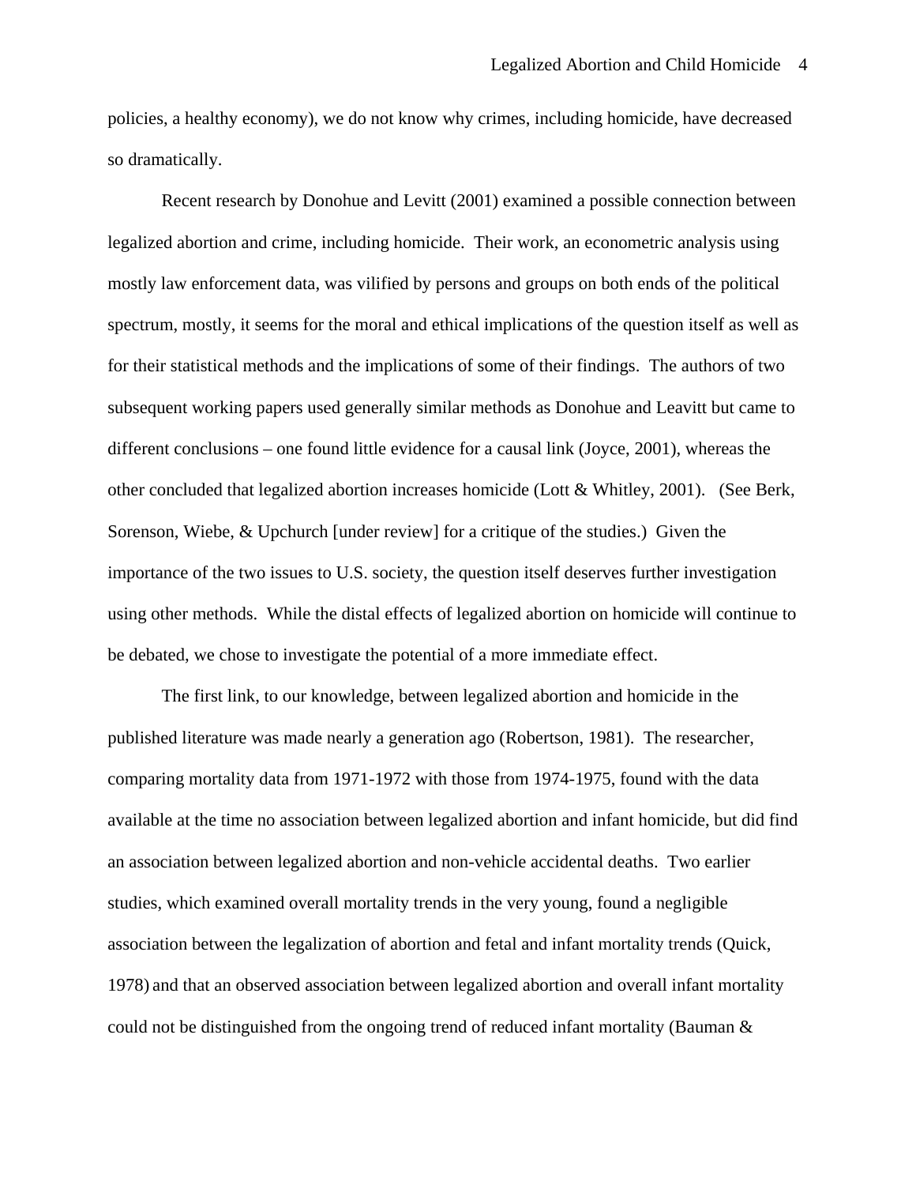policies, a healthy economy), we do not know why crimes, including homicide, have decreased so dramatically.

Recent research by Donohue and Levitt (2001) examined a possible connection between legalized abortion and crime, including homicide. Their work, an econometric analysis using mostly law enforcement data, was vilified by persons and groups on both ends of the political spectrum, mostly, it seems for the moral and ethical implications of the question itself as well as for their statistical methods and the implications of some of their findings. The authors of two subsequent working papers used generally similar methods as Donohue and Leavitt but came to different conclusions – one found little evidence for a causal link (Joyce, 2001), whereas the other concluded that legalized abortion increases homicide (Lott & Whitley, 2001). (See Berk, Sorenson, Wiebe, & Upchurch [under review] for a critique of the studies.) Given the importance of the two issues to U.S. society, the question itself deserves further investigation using other methods. While the distal effects of legalized abortion on homicide will continue to be debated, we chose to investigate the potential of a more immediate effect.

The first link, to our knowledge, between legalized abortion and homicide in the published literature was made nearly a generation ago (Robertson, 1981). The researcher, comparing mortality data from 1971-1972 with those from 1974-1975, found with the data available at the time no association between legalized abortion and infant homicide, but did find an association between legalized abortion and non-vehicle accidental deaths. Two earlier studies, which examined overall mortality trends in the very young, found a negligible association between the legalization of abortion and fetal and infant mortality trends (Quick, 1978) and that an observed association between legalized abortion and overall infant mortality could not be distinguished from the ongoing trend of reduced infant mortality (Bauman &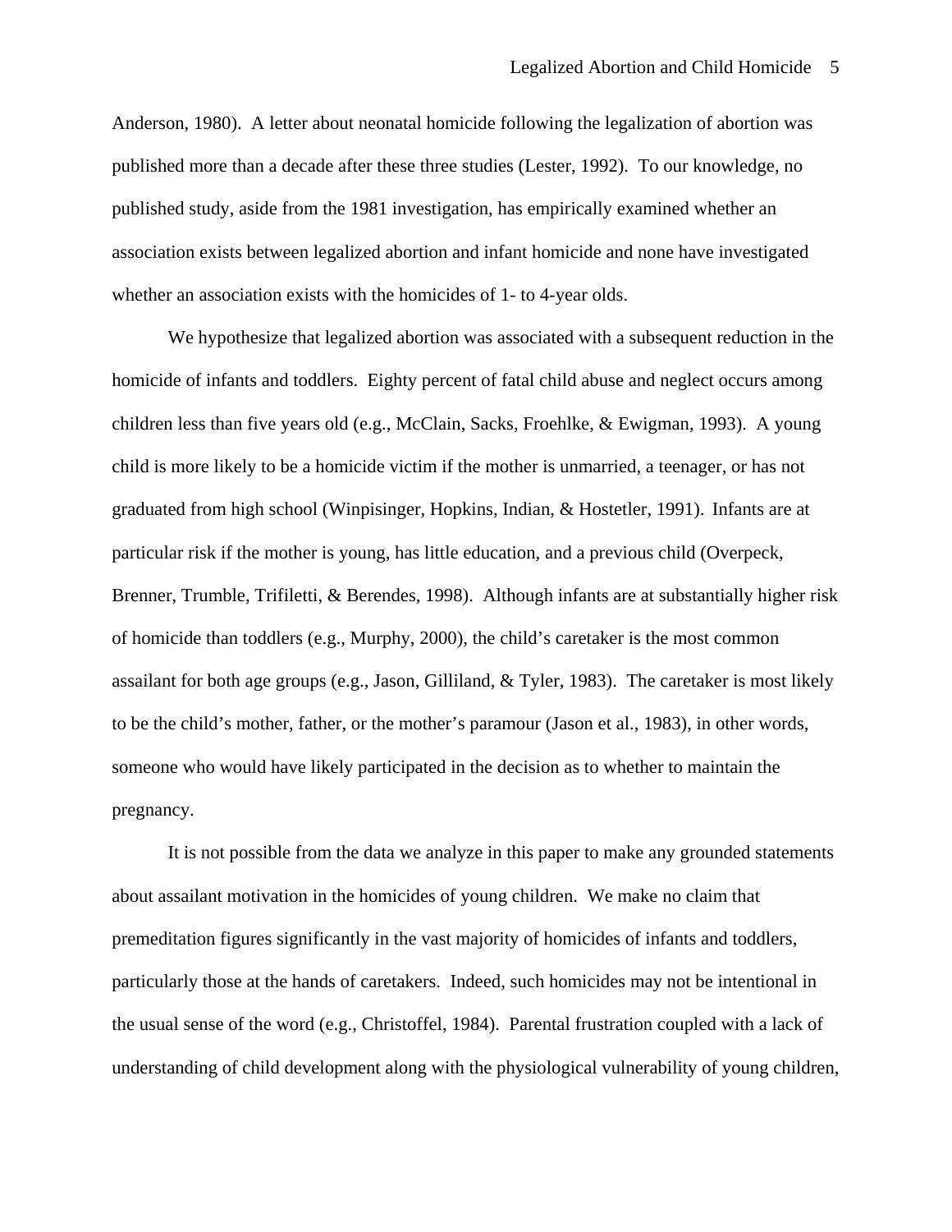Anderson, 1980). A letter about neonatal homicide following the legalization of abortion was published more than a decade after these three studies (Lester, 1992). To our knowledge, no published study, aside from the 1981 investigation, has empirically examined whether an association exists between legalized abortion and infant homicide and none have investigated whether an association exists with the homicides of 1- to 4-year olds.

We hypothesize that legalized abortion was associated with a subsequent reduction in the homicide of infants and toddlers. Eighty percent of fatal child abuse and neglect occurs among children less than five years old (e.g., McClain, Sacks, Froehlke, & Ewigman, 1993). A young child is more likely to be a homicide victim if the mother is unmarried, a teenager, or has not graduated from high school (Winpisinger, Hopkins, Indian, & Hostetler, 1991). Infants are at particular risk if the mother is young, has little education, and a previous child (Overpeck, Brenner, Trumble, Trifiletti, & Berendes, 1998). Although infants are at substantially higher risk of homicide than toddlers (e.g., Murphy, 2000), the child's caretaker is the most common assailant for both age groups (e.g., Jason, Gilliland, & Tyler, 1983). The caretaker is most likely to be the child's mother, father, or the mother's paramour (Jason et al., 1983), in other words, someone who would have likely participated in the decision as to whether to maintain the pregnancy.

It is not possible from the data we analyze in this paper to make any grounded statements about assailant motivation in the homicides of young children. We make no claim that premeditation figures significantly in the vast majority of homicides of infants and toddlers, particularly those at the hands of caretakers. Indeed, such homicides may not be intentional in the usual sense of the word (e.g., Christoffel, 1984). Parental frustration coupled with a lack of understanding of child development along with the physiological vulnerability of young children,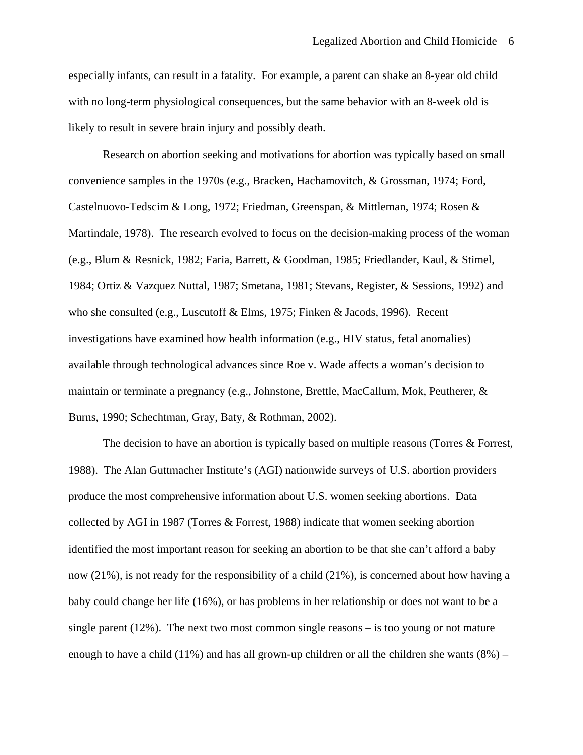especially infants, can result in a fatality. For example, a parent can shake an 8-year old child with no long-term physiological consequences, but the same behavior with an 8-week old is likely to result in severe brain injury and possibly death.

Research on abortion seeking and motivations for abortion was typically based on small convenience samples in the 1970s (e.g., Bracken, Hachamovitch, & Grossman, 1974; Ford, Castelnuovo-Tedscim & Long, 1972; Friedman, Greenspan, & Mittleman, 1974; Rosen & Martindale, 1978). The research evolved to focus on the decision-making process of the woman (e.g., Blum & Resnick, 1982; Faria, Barrett, & Goodman, 1985; Friedlander, Kaul, & Stimel, 1984; Ortiz & Vazquez Nuttal, 1987; Smetana, 1981; Stevans, Register, & Sessions, 1992) and who she consulted (e.g., Luscutoff & Elms, 1975; Finken & Jacods, 1996). Recent investigations have examined how health information (e.g., HIV status, fetal anomalies) available through technological advances since Roe v. Wade affects a woman's decision to maintain or terminate a pregnancy (e.g., Johnstone, Brettle, MacCallum, Mok, Peutherer, & Burns, 1990; Schechtman, Gray, Baty, & Rothman, 2002).

The decision to have an abortion is typically based on multiple reasons (Torres & Forrest, 1988). The Alan Guttmacher Institute's (AGI) nationwide surveys of U.S. abortion providers produce the most comprehensive information about U.S. women seeking abortions. Data collected by AGI in 1987 (Torres & Forrest, 1988) indicate that women seeking abortion identified the most important reason for seeking an abortion to be that she can't afford a baby now (21%), is not ready for the responsibility of a child (21%), is concerned about how having a baby could change her life (16%), or has problems in her relationship or does not want to be a single parent (12%). The next two most common single reasons – is too young or not mature enough to have a child (11%) and has all grown-up children or all the children she wants (8%) –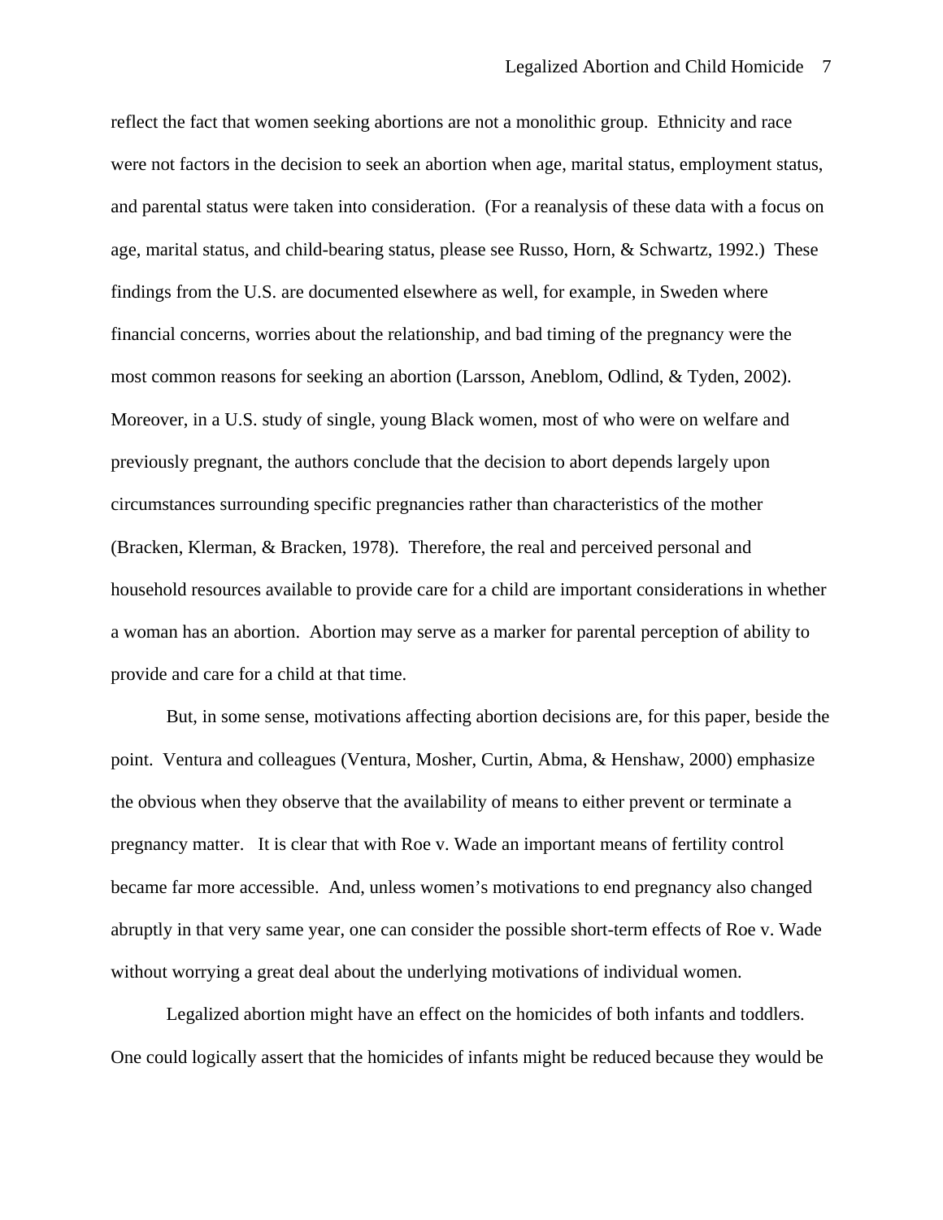reflect the fact that women seeking abortions are not a monolithic group. Ethnicity and race were not factors in the decision to seek an abortion when age, marital status, employment status, and parental status were taken into consideration. (For a reanalysis of these data with a focus on age, marital status, and child-bearing status, please see Russo, Horn, & Schwartz, 1992.) These findings from the U.S. are documented elsewhere as well, for example, in Sweden where financial concerns, worries about the relationship, and bad timing of the pregnancy were the most common reasons for seeking an abortion (Larsson, Aneblom, Odlind, & Tyden, 2002). Moreover, in a U.S. study of single, young Black women, most of who were on welfare and previously pregnant, the authors conclude that the decision to abort depends largely upon circumstances surrounding specific pregnancies rather than characteristics of the mother (Bracken, Klerman, & Bracken, 1978). Therefore, the real and perceived personal and household resources available to provide care for a child are important considerations in whether a woman has an abortion. Abortion may serve as a marker for parental perception of ability to provide and care for a child at that time.

But, in some sense, motivations affecting abortion decisions are, for this paper, beside the point. Ventura and colleagues (Ventura, Mosher, Curtin, Abma, & Henshaw, 2000) emphasize the obvious when they observe that the availability of means to either prevent or terminate a pregnancy matter. It is clear that with Roe v. Wade an important means of fertility control became far more accessible. And, unless women's motivations to end pregnancy also changed abruptly in that very same year, one can consider the possible short-term effects of Roe v. Wade without worrying a great deal about the underlying motivations of individual women.

Legalized abortion might have an effect on the homicides of both infants and toddlers. One could logically assert that the homicides of infants might be reduced because they would be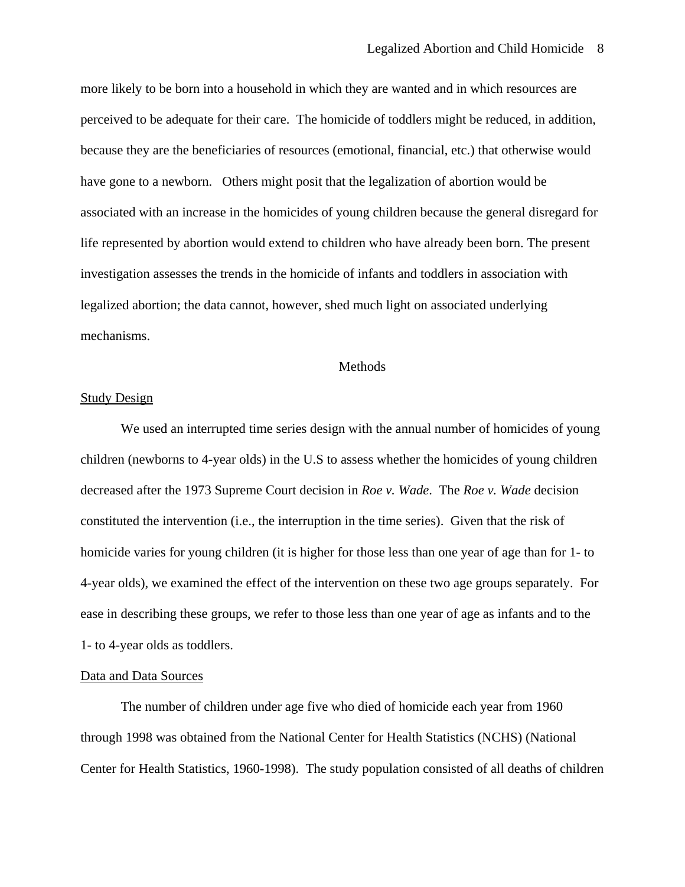more likely to be born into a household in which they are wanted and in which resources are perceived to be adequate for their care. The homicide of toddlers might be reduced, in addition, because they are the beneficiaries of resources (emotional, financial, etc.) that otherwise would have gone to a newborn. Others might posit that the legalization of abortion would be associated with an increase in the homicides of young children because the general disregard for life represented by abortion would extend to children who have already been born. The present investigation assesses the trends in the homicide of infants and toddlers in association with legalized abortion; the data cannot, however, shed much light on associated underlying mechanisms.

## Methods

### Study Design

We used an interrupted time series design with the annual number of homicides of young children (newborns to 4-year olds) in the U.S to assess whether the homicides of young children decreased after the 1973 Supreme Court decision in *Roe v. Wade*. The *Roe v. Wade* decision constituted the intervention (i.e., the interruption in the time series). Given that the risk of homicide varies for young children (it is higher for those less than one year of age than for 1- to 4-year olds), we examined the effect of the intervention on these two age groups separately. For ease in describing these groups, we refer to those less than one year of age as infants and to the 1- to 4-year olds as toddlers.

### Data and Data Sources

The number of children under age five who died of homicide each year from 1960 through 1998 was obtained from the National Center for Health Statistics (NCHS) (National Center for Health Statistics, 1960-1998). The study population consisted of all deaths of children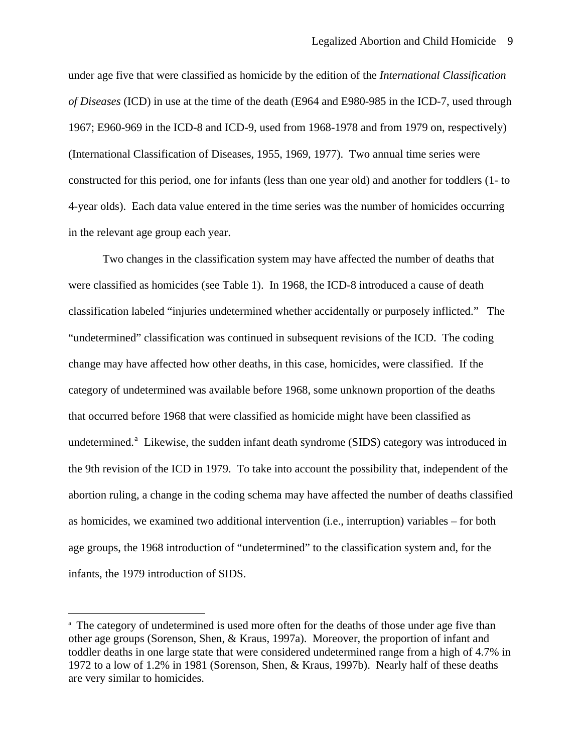under age five that were classified as homicide by the edition of the *International Classification of Diseases* (ICD) in use at the time of the death (E964 and E980-985 in the ICD-7, used through 1967; E960-969 in the ICD-8 and ICD-9, used from 1968-1978 and from 1979 on, respectively) (International Classification of Diseases, 1955, 1969, 1977). Two annual time series were constructed for this period, one for infants (less than one year old) and another for toddlers (1- to 4-year olds). Each data value entered in the time series was the number of homicides occurring in the relevant age group each year.

Two changes in the classification system may have affected the number of deaths that were classified as homicides (see Table 1). In 1968, the ICD-8 introduced a cause of death classification labeled "injuries undetermined whether accidentally or purposely inflicted." The "undetermined" classification was continued in subsequent revisions of the ICD. The coding change may have affected how other deaths, in this case, homicides, were classified. If the category of undetermined was available before 1968, some unknown proportion of the deaths that occurred before 1968 that were classified as homicide might have been classified as undetermined.[a] Likewise, the sudden infant death syndrome (SIDS) category was introduced in the 9th revision of the ICD in 1979. To take into account the possibility that, independent of the abortion ruling, a change in the coding schema may have affected the number of deaths classified as homicides, we examined two additional intervention (i.e., interruption) variables – for both age groups, the 1968 introduction of "undetermined" to the classification system and, for the infants, the 1979 introduction of SIDS.

---

[a] The category of undetermined is used more often for the deaths of those under age five than other age groups (Sorenson, Shen, & Kraus, 1997a). Moreover, the proportion of infant and toddler deaths in one large state that were considered undetermined range from a high of 4.7% in 1972 to a low of 1.2% in 1981 (Sorenson, Shen, & Kraus, 1997b). Nearly half of these deaths are very similar to homicides.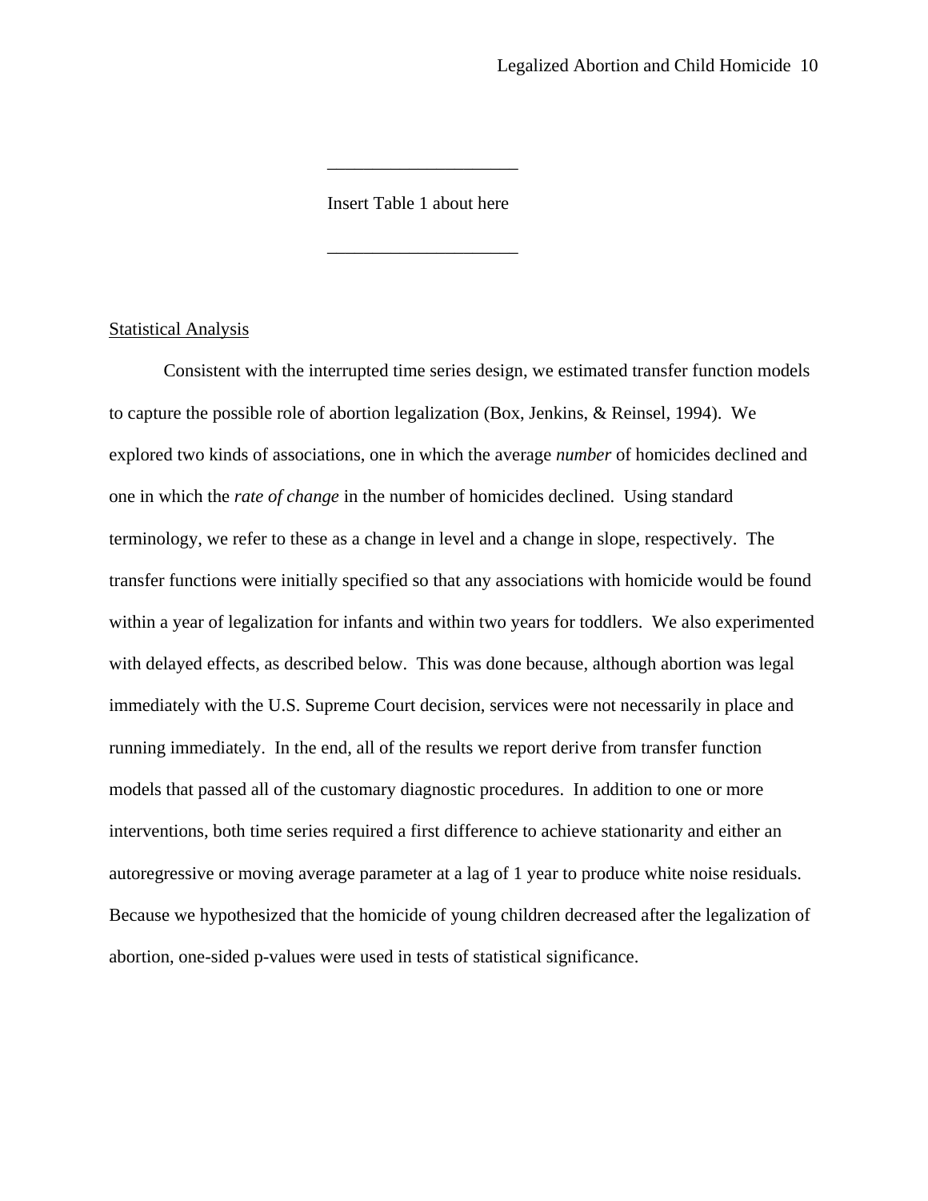____________________

Insert Table 1 about here

____________________

## Statistical Analysis

Consistent with the interrupted time series design, we estimated transfer function models to capture the possible role of abortion legalization (Box, Jenkins, & Reinsel, 1994). We explored two kinds of associations, one in which the average *number* of homicides declined and one in which the *rate of change* in the number of homicides declined. Using standard terminology, we refer to these as a change in level and a change in slope, respectively. The transfer functions were initially specified so that any associations with homicide would be found within a year of legalization for infants and within two years for toddlers. We also experimented with delayed effects, as described below. This was done because, although abortion was legal immediately with the U.S. Supreme Court decision, services were not necessarily in place and running immediately. In the end, all of the results we report derive from transfer function models that passed all of the customary diagnostic procedures. In addition to one or more interventions, both time series required a first difference to achieve stationarity and either an autoregressive or moving average parameter at a lag of 1 year to produce white noise residuals. Because we hypothesized that the homicide of young children decreased after the legalization of abortion, one-sided p-values were used in tests of statistical significance.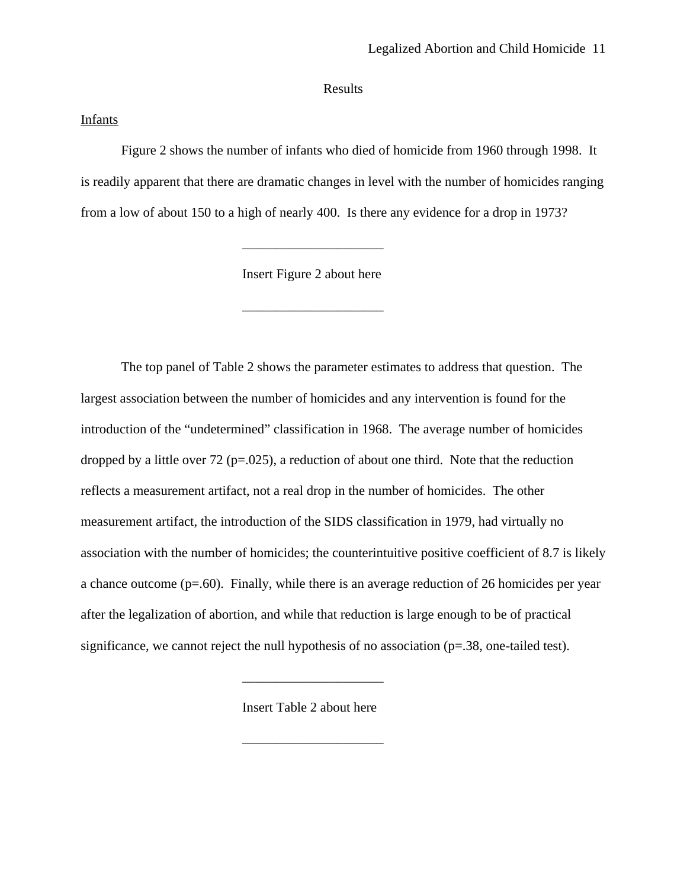# Results

<u>Infants</u>

Figure 2 shows the number of infants who died of homicide from 1960 through 1998. It is readily apparent that there are dramatic changes in level with the number of homicides ranging from a low of about 150 to a high of nearly 400. Is there any evidence for a drop in 1973?

---

Insert Figure 2 about here

---

The top panel of Table 2 shows the parameter estimates to address that question. The largest association between the number of homicides and any intervention is found for the introduction of the "undetermined" classification in 1968. The average number of homicides dropped by a little over 72 ($p=.025$), a reduction of about one third. Note that the reduction reflects a measurement artifact, not a real drop in the number of homicides. The other measurement artifact, the introduction of the SIDS classification in 1979, had virtually no association with the number of homicides; the counterintuitive positive coefficient of 8.7 is likely a chance outcome ($p=.60$). Finally, while there is an average reduction of 26 homicides per year after the legalization of abortion, and while that reduction is large enough to be of practical significance, we cannot reject the null hypothesis of no association ($p=.38$, one-tailed test).

---

Insert Table 2 about here

---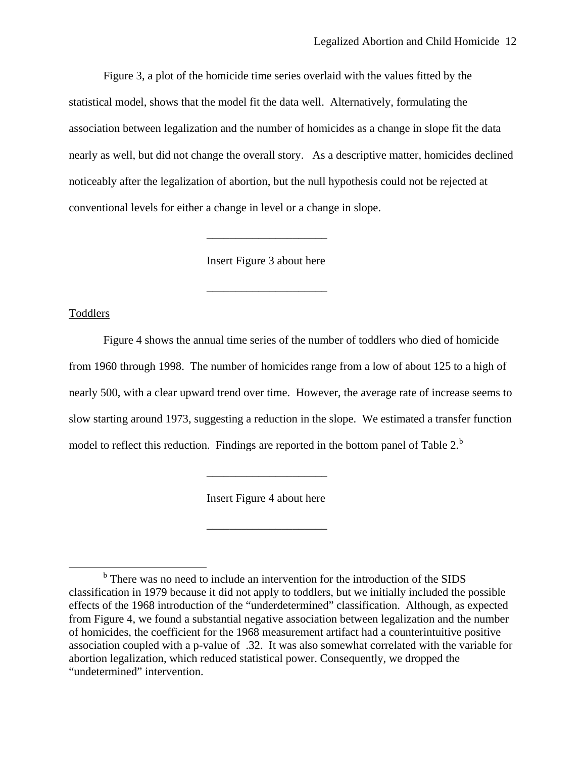Figure 3, a plot of the homicide time series overlaid with the values fitted by the statistical model, shows that the model fit the data well. Alternatively, formulating the association between legalization and the number of homicides as a change in slope fit the data nearly as well, but did not change the overall story. As a descriptive matter, homicides declined noticeably after the legalization of abortion, but the null hypothesis could not be rejected at conventional levels for either a change in level or a change in slope.

\_\_\_\_\_\_\_\_\_\_\_\_\_\_\_\_\_\_\_\_

Insert Figure 3 about here

\_\_\_\_\_\_\_\_\_\_\_\_\_\_\_\_\_\_\_\_

<u>Toddlers</u>

Figure 4 shows the annual time series of the number of toddlers who died of homicide from 1960 through 1998. The number of homicides range from a low of about 125 to a high of nearly 500, with a clear upward trend over time. However, the average rate of increase seems to slow starting around 1973, suggesting a reduction in the slope. We estimated a transfer function model to reflect this reduction. Findings are reported in the bottom panel of Table 2.[b]

\_\_\_\_\_\_\_\_\_\_\_\_\_\_\_\_\_\_\_\_

Insert Figure 4 about here

\_\_\_\_\_\_\_\_\_\_\_\_\_\_\_\_\_\_\_\_

[b] There was no need to include an intervention for the introduction of the SIDS classification in 1979 because it did not apply to toddlers, but we initially included the possible effects of the 1968 introduction of the "underdetermined" classification. Although, as expected from Figure 4, we found a substantial negative association between legalization and the number of homicides, the coefficient for the 1968 measurement artifact had a counterintuitive positive association coupled with a p-value of .32. It was also somewhat correlated with the variable for abortion legalization, which reduced statistical power. Consequently, we dropped the "undetermined" intervention.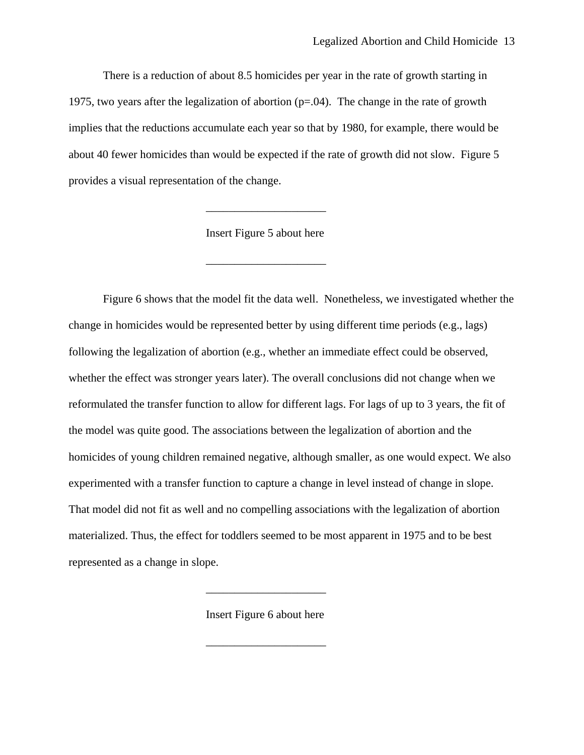There is a reduction of about 8.5 homicides per year in the rate of growth starting in 1975, two years after the legalization of abortion ($p=.04$). The change in the rate of growth implies that the reductions accumulate each year so that by 1980, for example, there would be about 40 fewer homicides than would be expected if the rate of growth did not slow. Figure 5 provides a visual representation of the change.

---

Insert Figure 5 about here

---

Figure 6 shows that the model fit the data well. Nonetheless, we investigated whether the change in homicides would be represented better by using different time periods (e.g., lags) following the legalization of abortion (e.g., whether an immediate effect could be observed, whether the effect was stronger years later). The overall conclusions did not change when we reformulated the transfer function to allow for different lags. For lags of up to 3 years, the fit of the model was quite good. The associations between the legalization of abortion and the homicides of young children remained negative, although smaller, as one would expect. We also experimented with a transfer function to capture a change in level instead of change in slope. That model did not fit as well and no compelling associations with the legalization of abortion materialized. Thus, the effect for toddlers seemed to be most apparent in 1975 and to be best represented as a change in slope.

---

Insert Figure 6 about here

---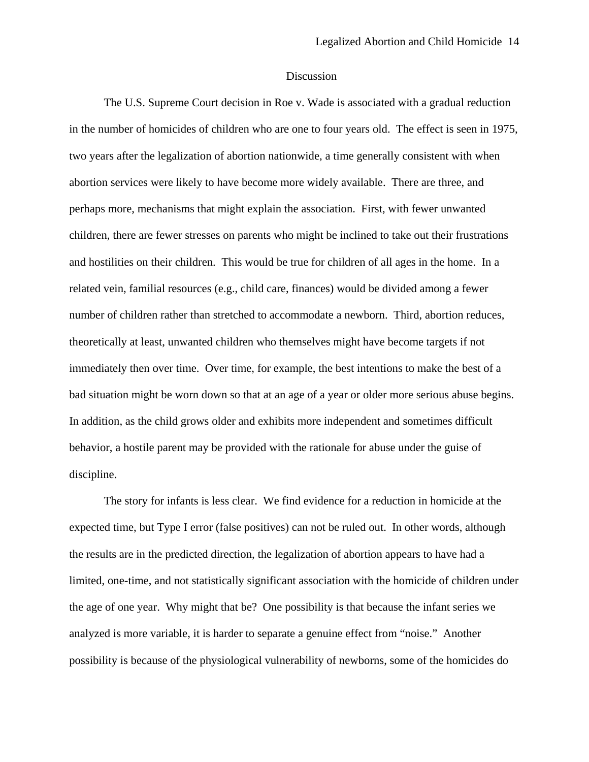## Discussion

The U.S. Supreme Court decision in Roe v. Wade is associated with a gradual reduction in the number of homicides of children who are one to four years old. The effect is seen in 1975, two years after the legalization of abortion nationwide, a time generally consistent with when abortion services were likely to have become more widely available. There are three, and perhaps more, mechanisms that might explain the association. First, with fewer unwanted children, there are fewer stresses on parents who might be inclined to take out their frustrations and hostilities on their children. This would be true for children of all ages in the home. In a related vein, familial resources (e.g., child care, finances) would be divided among a fewer number of children rather than stretched to accommodate a newborn. Third, abortion reduces, theoretically at least, unwanted children who themselves might have become targets if not immediately then over time. Over time, for example, the best intentions to make the best of a bad situation might be worn down so that at an age of a year or older more serious abuse begins. In addition, as the child grows older and exhibits more independent and sometimes difficult behavior, a hostile parent may be provided with the rationale for abuse under the guise of discipline.

The story for infants is less clear. We find evidence for a reduction in homicide at the expected time, but Type I error (false positives) can not be ruled out. In other words, although the results are in the predicted direction, the legalization of abortion appears to have had a limited, one-time, and not statistically significant association with the homicide of children under the age of one year. Why might that be? One possibility is that because the infant series we analyzed is more variable, it is harder to separate a genuine effect from "noise." Another possibility is because of the physiological vulnerability of newborns, some of the homicides do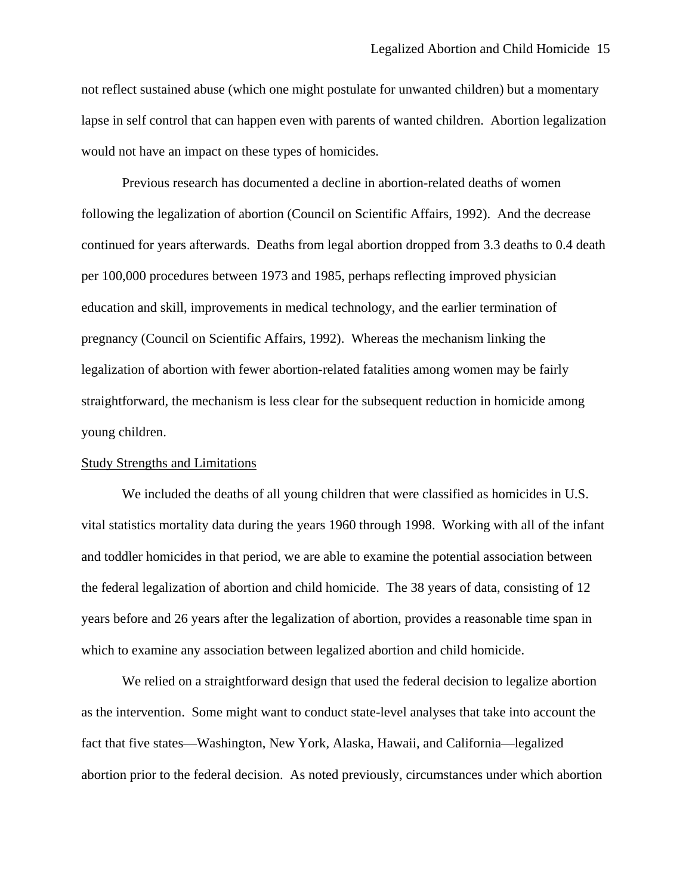not reflect sustained abuse (which one might postulate for unwanted children) but a momentary lapse in self control that can happen even with parents of wanted children. Abortion legalization would not have an impact on these types of homicides.

Previous research has documented a decline in abortion-related deaths of women following the legalization of abortion (Council on Scientific Affairs, 1992). And the decrease continued for years afterwards. Deaths from legal abortion dropped from 3.3 deaths to 0.4 death per 100,000 procedures between 1973 and 1985, perhaps reflecting improved physician education and skill, improvements in medical technology, and the earlier termination of pregnancy (Council on Scientific Affairs, 1992). Whereas the mechanism linking the legalization of abortion with fewer abortion-related fatalities among women may be fairly straightforward, the mechanism is less clear for the subsequent reduction in homicide among young children.

Study Strengths and Limitations

We included the deaths of all young children that were classified as homicides in U.S. vital statistics mortality data during the years 1960 through 1998. Working with all of the infant and toddler homicides in that period, we are able to examine the potential association between the federal legalization of abortion and child homicide. The 38 years of data, consisting of 12 years before and 26 years after the legalization of abortion, provides a reasonable time span in which to examine any association between legalized abortion and child homicide.

We relied on a straightforward design that used the federal decision to legalize abortion as the intervention. Some might want to conduct state-level analyses that take into account the fact that five states—Washington, New York, Alaska, Hawaii, and California—legalized abortion prior to the federal decision. As noted previously, circumstances under which abortion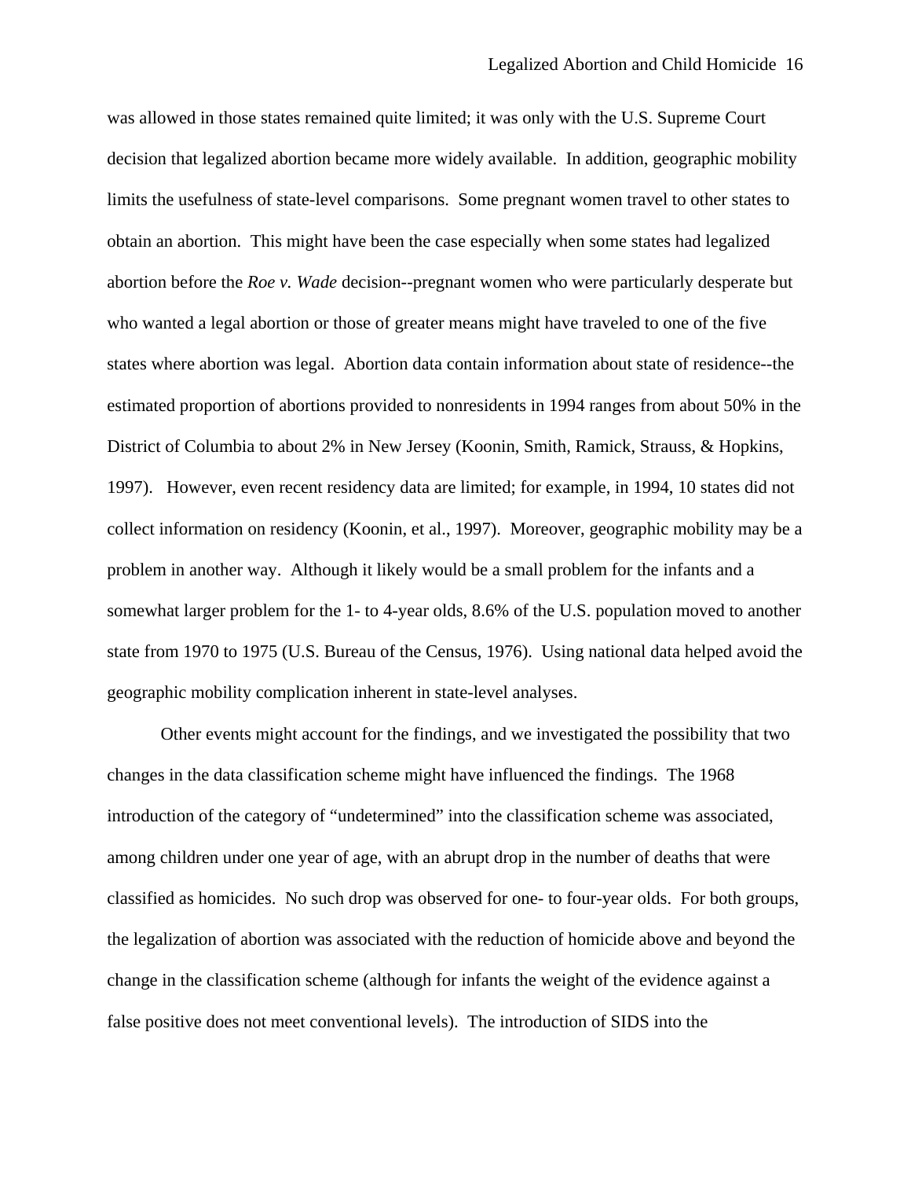was allowed in those states remained quite limited; it was only with the U.S. Supreme Court decision that legalized abortion became more widely available. In addition, geographic mobility limits the usefulness of state-level comparisons. Some pregnant women travel to other states to obtain an abortion. This might have been the case especially when some states had legalized abortion before the *Roe v. Wade* decision--pregnant women who were particularly desperate but who wanted a legal abortion or those of greater means might have traveled to one of the five states where abortion was legal. Abortion data contain information about state of residence--the estimated proportion of abortions provided to nonresidents in 1994 ranges from about 50% in the District of Columbia to about 2% in New Jersey (Koonin, Smith, Ramick, Strauss, & Hopkins, 1997). However, even recent residency data are limited; for example, in 1994, 10 states did not collect information on residency (Koonin, et al., 1997). Moreover, geographic mobility may be a problem in another way. Although it likely would be a small problem for the infants and a somewhat larger problem for the 1- to 4-year olds, 8.6% of the U.S. population moved to another state from 1970 to 1975 (U.S. Bureau of the Census, 1976). Using national data helped avoid the geographic mobility complication inherent in state-level analyses.

Other events might account for the findings, and we investigated the possibility that two changes in the data classification scheme might have influenced the findings. The 1968 introduction of the category of "undetermined" into the classification scheme was associated, among children under one year of age, with an abrupt drop in the number of deaths that were classified as homicides. No such drop was observed for one- to four-year olds. For both groups, the legalization of abortion was associated with the reduction of homicide above and beyond the change in the classification scheme (although for infants the weight of the evidence against a false positive does not meet conventional levels). The introduction of SIDS into the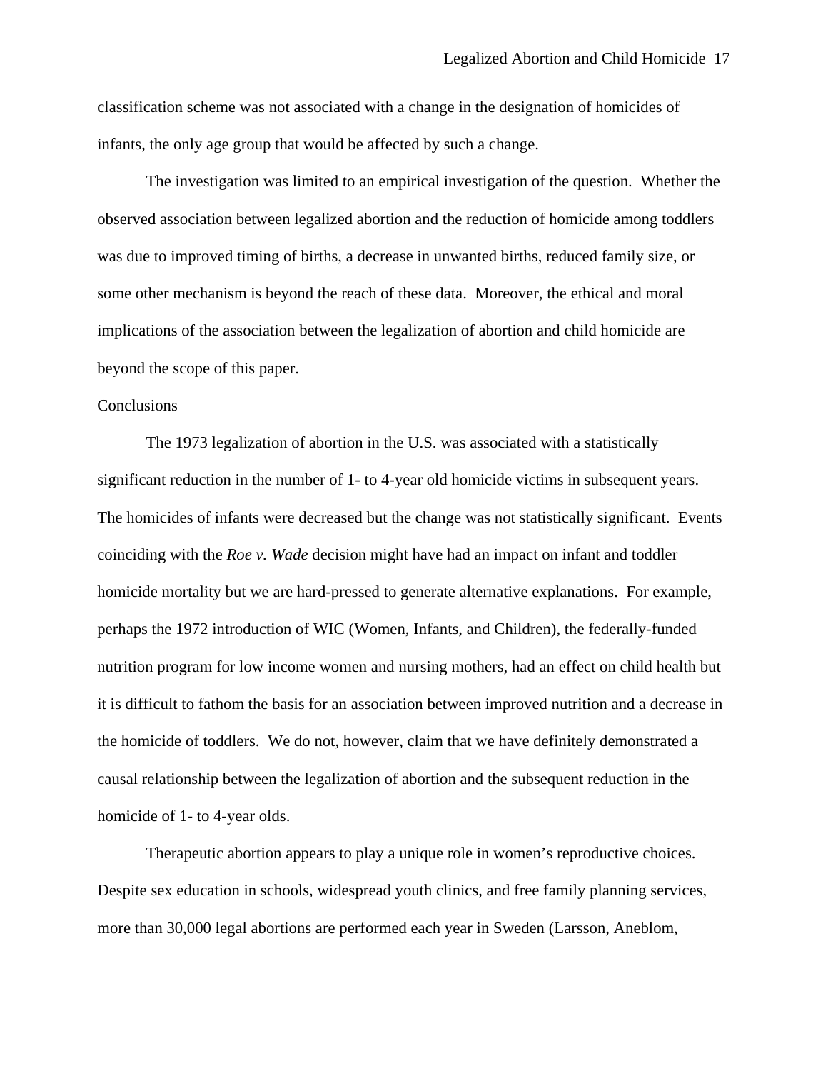classification scheme was not associated with a change in the designation of homicides of infants, the only age group that would be affected by such a change.

The investigation was limited to an empirical investigation of the question. Whether the observed association between legalized abortion and the reduction of homicide among toddlers was due to improved timing of births, a decrease in unwanted births, reduced family size, or some other mechanism is beyond the reach of these data. Moreover, the ethical and moral implications of the association between the legalization of abortion and child homicide are beyond the scope of this paper.

## Conclusions

The 1973 legalization of abortion in the U.S. was associated with a statistically significant reduction in the number of 1- to 4-year old homicide victims in subsequent years. The homicides of infants were decreased but the change was not statistically significant. Events coinciding with the *Roe v. Wade* decision might have had an impact on infant and toddler homicide mortality but we are hard-pressed to generate alternative explanations. For example, perhaps the 1972 introduction of WIC (Women, Infants, and Children), the federally-funded nutrition program for low income women and nursing mothers, had an effect on child health but it is difficult to fathom the basis for an association between improved nutrition and a decrease in the homicide of toddlers. We do not, however, claim that we have definitely demonstrated a causal relationship between the legalization of abortion and the subsequent reduction in the homicide of 1- to 4-year olds.

Therapeutic abortion appears to play a unique role in women's reproductive choices. Despite sex education in schools, widespread youth clinics, and free family planning services, more than 30,000 legal abortions are performed each year in Sweden (Larsson, Aneblom,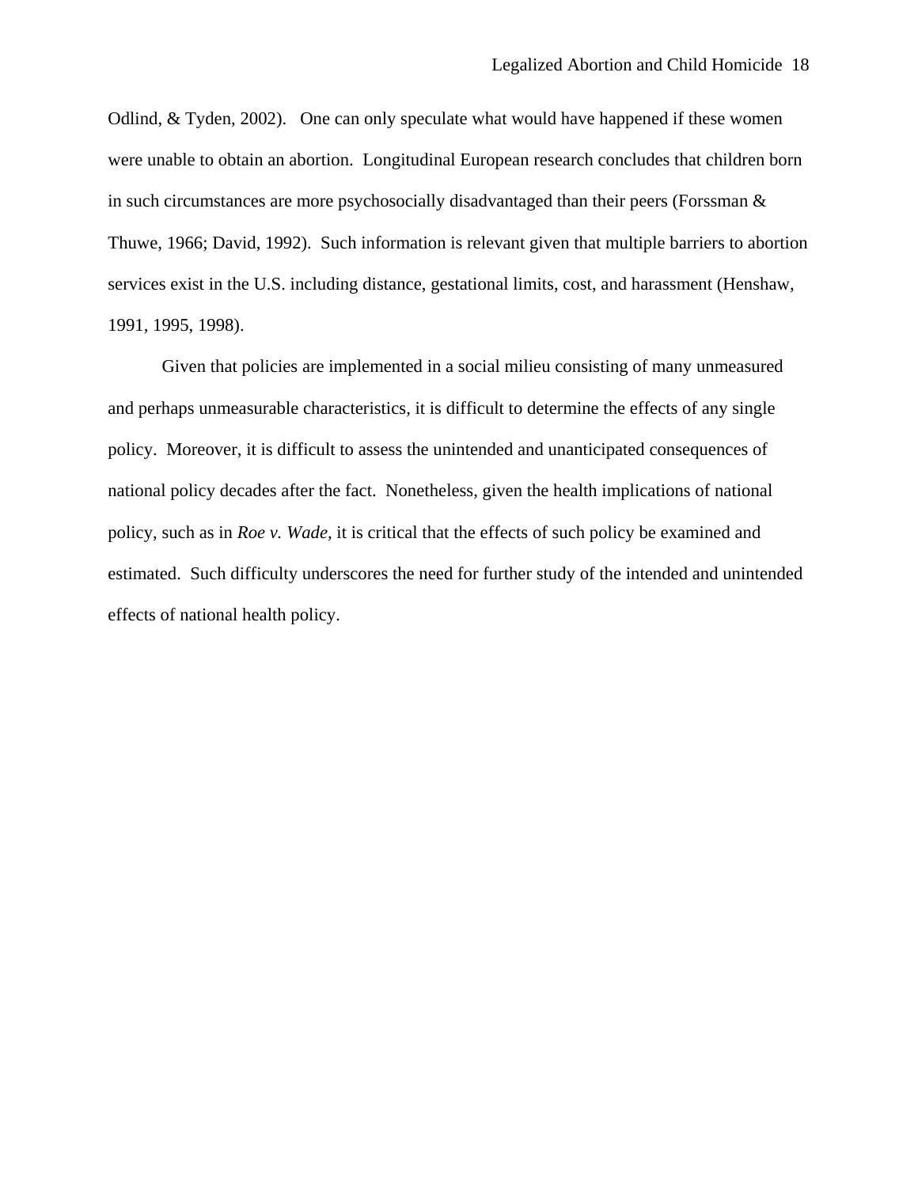Odlind, & Tyden, 2002). One can only speculate what would have happened if these women were unable to obtain an abortion. Longitudinal European research concludes that children born in such circumstances are more psychosocially disadvantaged than their peers (Forssman & Thuwe, 1966; David, 1992). Such information is relevant given that multiple barriers to abortion services exist in the U.S. including distance, gestational limits, cost, and harassment (Henshaw, 1991, 1995, 1998).

Given that policies are implemented in a social milieu consisting of many unmeasured and perhaps unmeasurable characteristics, it is difficult to determine the effects of any single policy. Moreover, it is difficult to assess the unintended and unanticipated consequences of national policy decades after the fact. Nonetheless, given the health implications of national policy, such as in *Roe v. Wade,* it is critical that the effects of such policy be examined and estimated. Such difficulty underscores the need for further study of the intended and unintended effects of national health policy.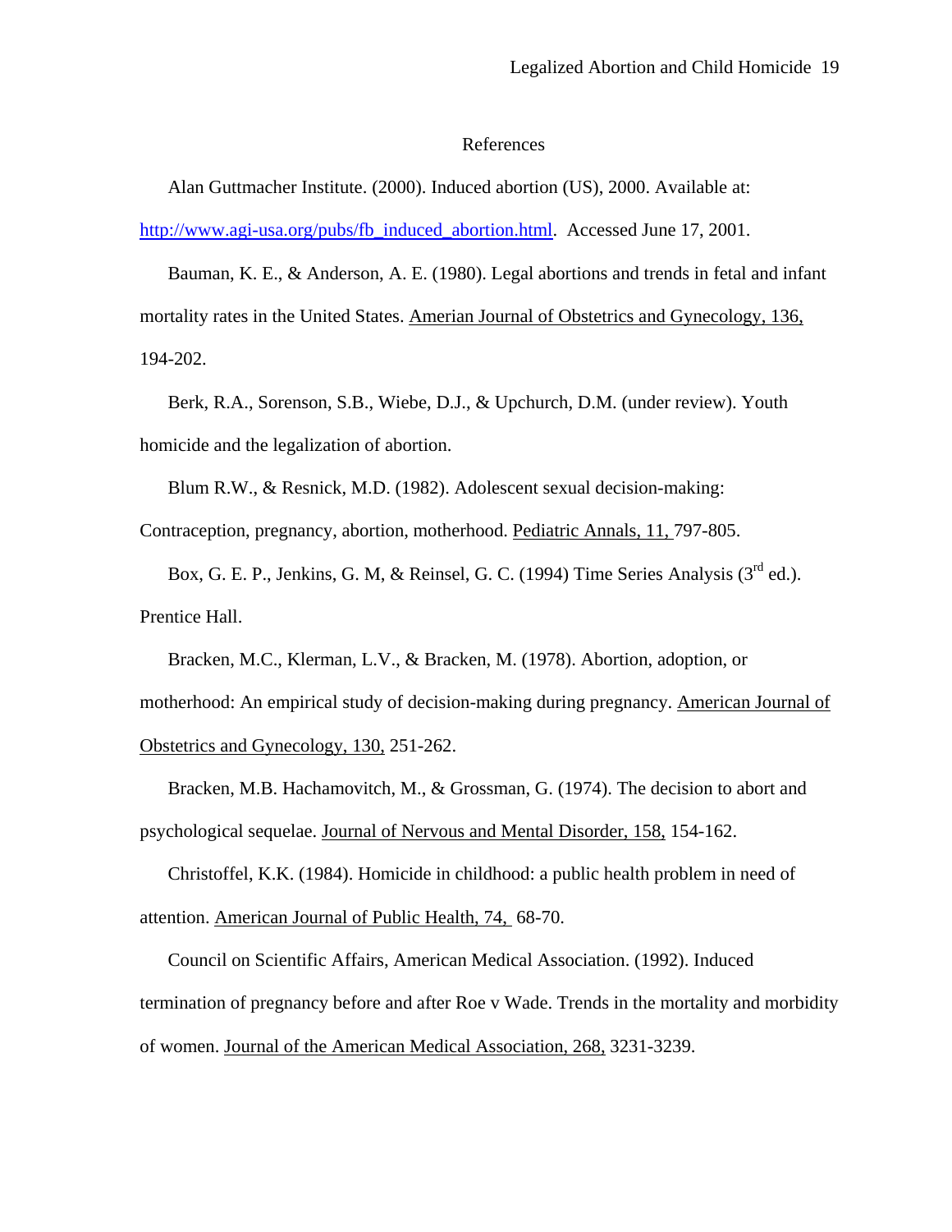# References

Alan Guttmacher Institute. (2000). Induced abortion (US), 2000. Available at: http://www.agi-usa.org/pubs/fb_induced_abortion.html. Accessed June 17, 2001.

Bauman, K. E., & Anderson, A. E. (1980). Legal abortions and trends in fetal and infant mortality rates in the United States. Amerian Journal of Obstetrics and Gynecology, 136, 194-202.

Berk, R.A., Sorenson, S.B., Wiebe, D.J., & Upchurch, D.M. (under review). Youth homicide and the legalization of abortion.

Blum R.W., & Resnick, M.D. (1982). Adolescent sexual decision-making: Contraception, pregnancy, abortion, motherhood. Pediatric Annals, 11, 797-805.

Box, G. E. P., Jenkins, G. M, & Reinsel, G. C. (1994) Time Series Analysis (3rd ed.). Prentice Hall.

Bracken, M.C., Klerman, L.V., & Bracken, M. (1978). Abortion, adoption, or motherhood: An empirical study of decision-making during pregnancy. American Journal of Obstetrics and Gynecology, 130, 251-262.

Bracken, M.B. Hachamovitch, M., & Grossman, G. (1974). The decision to abort and psychological sequelae. Journal of Nervous and Mental Disorder, 158, 154-162.

Christoffel, K.K. (1984). Homicide in childhood: a public health problem in need of attention. American Journal of Public Health, 74, 68-70.

Council on Scientific Affairs, American Medical Association. (1992). Induced termination of pregnancy before and after Roe v Wade. Trends in the mortality and morbidity of women. Journal of the American Medical Association, 268, 3231-3239.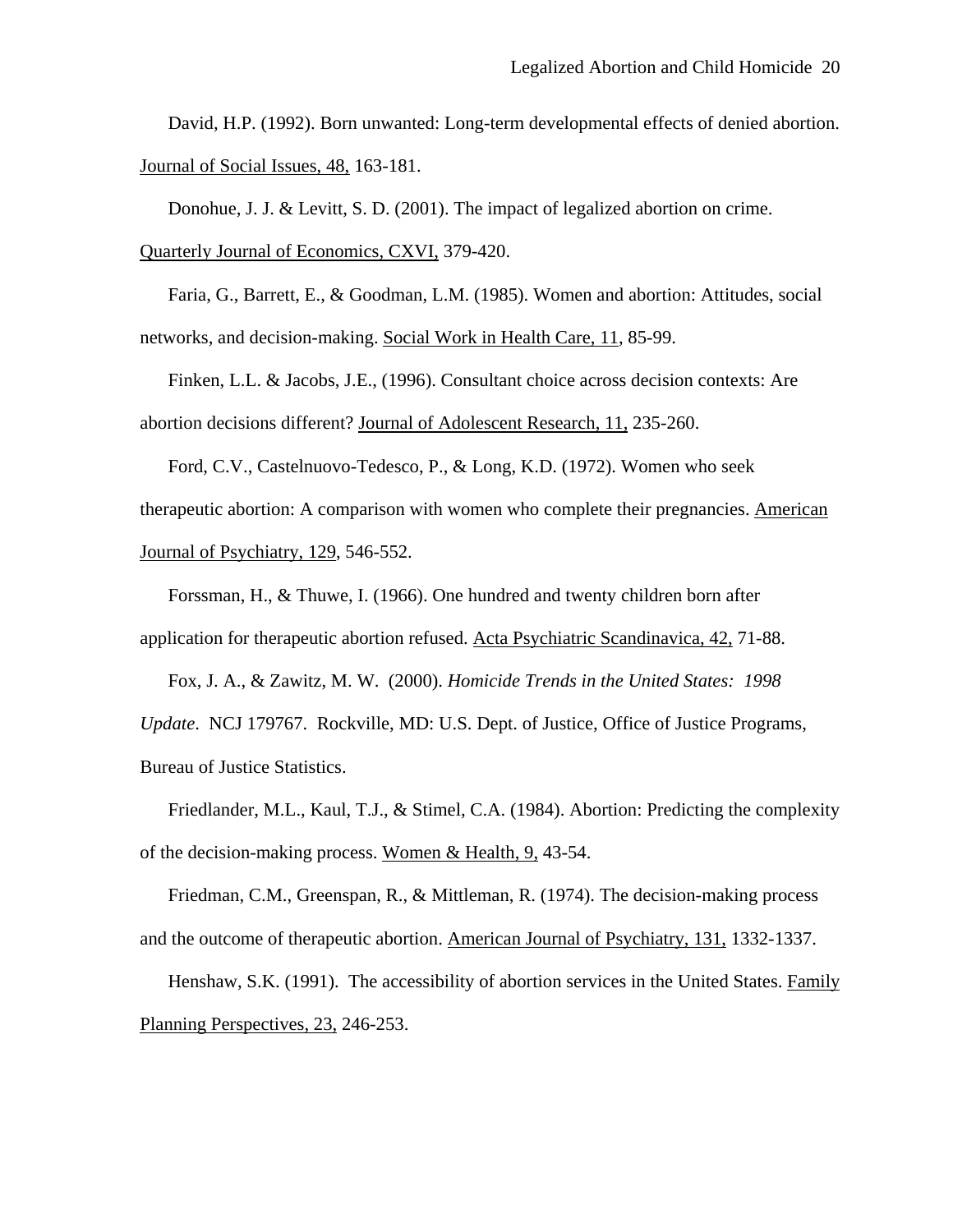David, H.P. (1992). Born unwanted: Long-term developmental effects of denied abortion. Journal of Social Issues, 48, 163-181.

Donohue, J. J. & Levitt, S. D. (2001). The impact of legalized abortion on crime. Quarterly Journal of Economics, CXVI, 379-420.

Faria, G., Barrett, E., & Goodman, L.M. (1985). Women and abortion: Attitudes, social networks, and decision-making. Social Work in Health Care, 11, 85-99.

Finken, L.L. & Jacobs, J.E., (1996). Consultant choice across decision contexts: Are abortion decisions different? Journal of Adolescent Research, 11, 235-260.

Ford, C.V., Castelnuovo-Tedesco, P., & Long, K.D. (1972). Women who seek therapeutic abortion: A comparison with women who complete their pregnancies. American Journal of Psychiatry, 129, 546-552.

Forssman, H., & Thuwe, I. (1966). One hundred and twenty children born after application for therapeutic abortion refused. Acta Psychiatric Scandinavica, 42, 71-88.

Fox, J. A., & Zawitz, M. W. (2000). *Homicide Trends in the United States: 1998 Update*. NCJ 179767. Rockville, MD: U.S. Dept. of Justice, Office of Justice Programs, Bureau of Justice Statistics.

Friedlander, M.L., Kaul, T.J., & Stimel, C.A. (1984). Abortion: Predicting the complexity of the decision-making process. Women & Health, 9, 43-54.

Friedman, C.M., Greenspan, R., & Mittleman, R. (1974). The decision-making process and the outcome of therapeutic abortion. American Journal of Psychiatry, 131, 1332-1337.

Henshaw, S.K. (1991). The accessibility of abortion services in the United States. Family Planning Perspectives, 23, 246-253.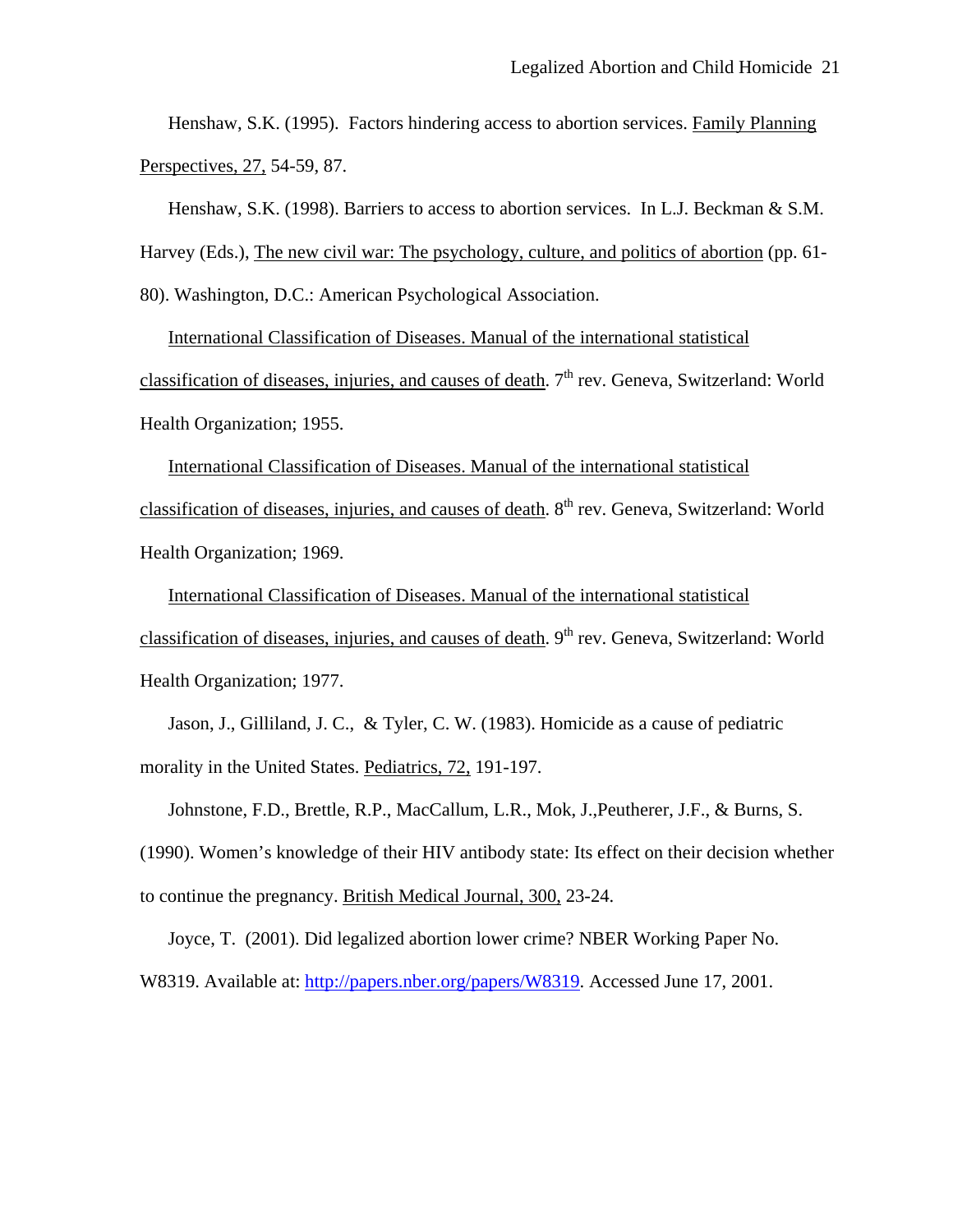Henshaw, S.K. (1995). Factors hindering access to abortion services. Family Planning Perspectives, 27, 54-59, 87.

Henshaw, S.K. (1998). Barriers to access to abortion services. In L.J. Beckman & S.M. Harvey (Eds.), The new civil war: The psychology, culture, and politics of abortion (pp. 61-80). Washington, D.C.: American Psychological Association.

International Classification of Diseases. Manual of the international statistical classification of diseases, injuries, and causes of death. 7th rev. Geneva, Switzerland: World Health Organization; 1955.

International Classification of Diseases. Manual of the international statistical classification of diseases, injuries, and causes of death. 8th rev. Geneva, Switzerland: World Health Organization; 1969.

International Classification of Diseases. Manual of the international statistical classification of diseases, injuries, and causes of death. 9th rev. Geneva, Switzerland: World Health Organization; 1977.

Jason, J., Gilliland, J. C., & Tyler, C. W. (1983). Homicide as a cause of pediatric morality in the United States. Pediatrics, 72, 191-197.

Johnstone, F.D., Brettle, R.P., MacCallum, L.R., Mok, J.,Peutherer, J.F., & Burns, S. (1990). Women's knowledge of their HIV antibody state: Its effect on their decision whether to continue the pregnancy. British Medical Journal, 300, 23-24.

Joyce, T. (2001). Did legalized abortion lower crime? NBER Working Paper No. W8319. Available at: http://papers.nber.org/papers/W8319. Accessed June 17, 2001.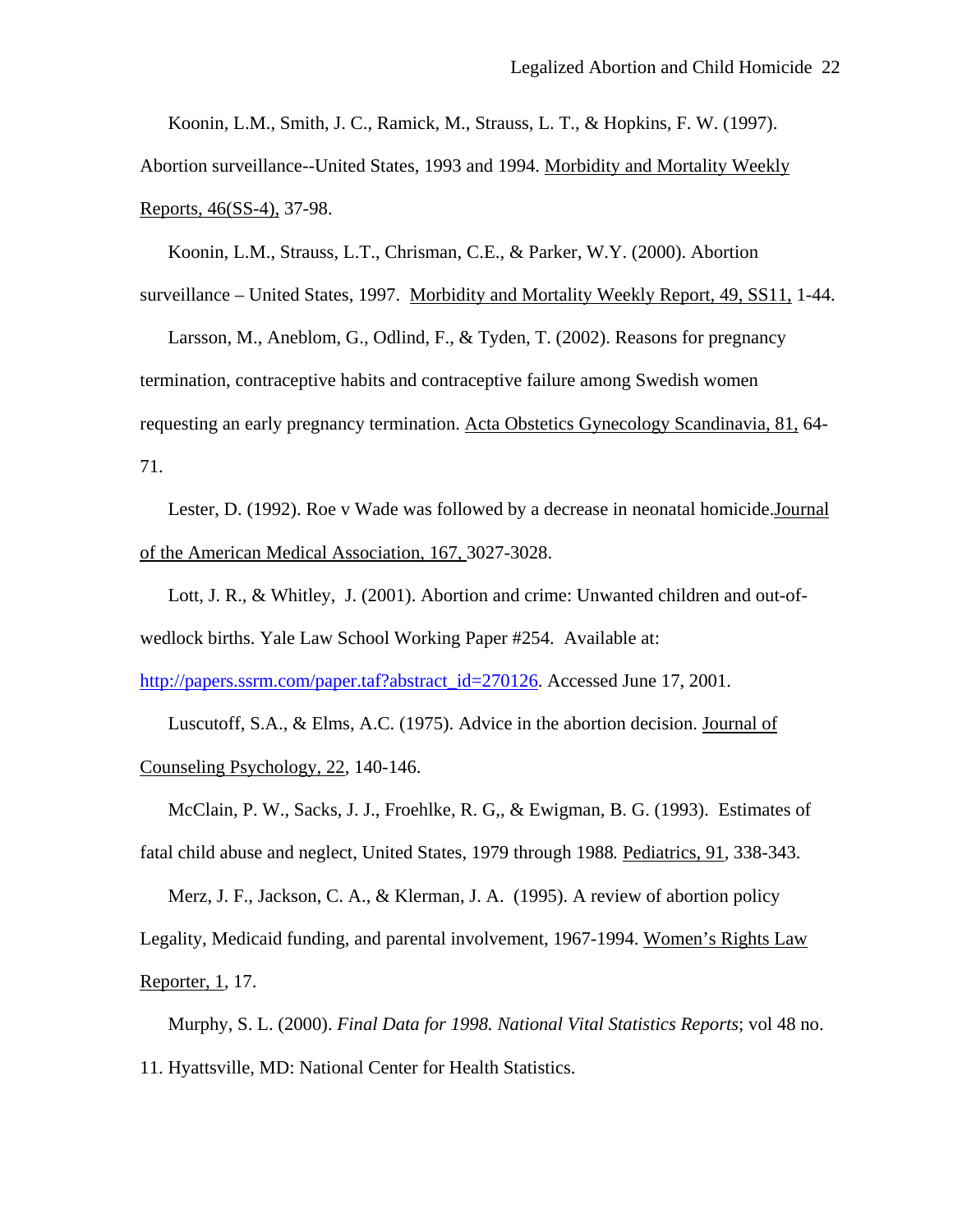Koonin, L.M., Smith, J. C., Ramick, M., Strauss, L. T., & Hopkins, F. W. (1997). Abortion surveillance--United States, 1993 and 1994. Morbidity and Mortality Weekly Reports, 46(SS-4), 37-98.

Koonin, L.M., Strauss, L.T., Chrisman, C.E., & Parker, W.Y. (2000). Abortion surveillance – United States, 1997. Morbidity and Mortality Weekly Report, 49, SS11, 1-44.

Larsson, M., Aneblom, G., Odlind, F., & Tyden, T. (2002). Reasons for pregnancy termination, contraceptive habits and contraceptive failure among Swedish women requesting an early pregnancy termination. Acta Obstetics Gynecology Scandinavia, 81, 64-71.

Lester, D. (1992). Roe v Wade was followed by a decrease in neonatal homicide.Journal of the American Medical Association, 167, 3027-3028.

Lott, J. R., & Whitley, J. (2001). Abortion and crime: Unwanted children and out-of-wedlock births. Yale Law School Working Paper #254. Available at: http://papers.ssrm.com/paper.taf?abstract_id=270126. Accessed June 17, 2001.

Luscutoff, S.A., & Elms, A.C. (1975). Advice in the abortion decision. Journal of Counseling Psychology, 22, 140-146.

McClain, P. W., Sacks, J. J., Froehlke, R. G,, & Ewigman, B. G. (1993). Estimates of fatal child abuse and neglect, United States, 1979 through 1988. Pediatrics, 91, 338-343.

Merz, J. F., Jackson, C. A., & Klerman, J. A. (1995). A review of abortion policy Legality, Medicaid funding, and parental involvement, 1967-1994. Women's Rights Law Reporter, 1, 17.

Murphy, S. L. (2000). *Final Data for 1998. National Vital Statistics Reports*; vol 48 no. 11. Hyattsville, MD: National Center for Health Statistics.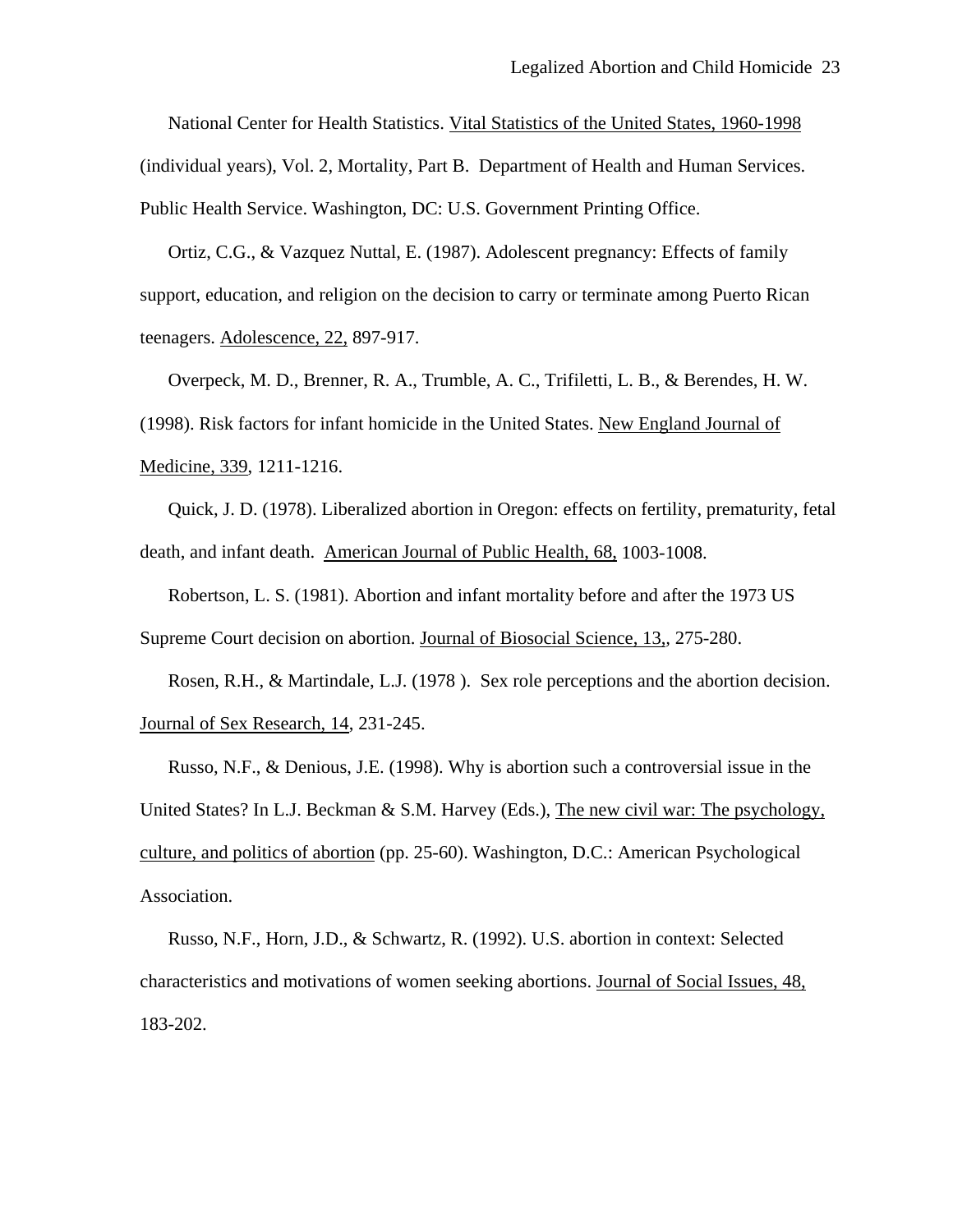National Center for Health Statistics. Vital Statistics of the United States, 1960-1998 (individual years), Vol. 2, Mortality, Part B. Department of Health and Human Services. Public Health Service. Washington, DC: U.S. Government Printing Office.

Ortiz, C.G., & Vazquez Nuttal, E. (1987). Adolescent pregnancy: Effects of family support, education, and religion on the decision to carry or terminate among Puerto Rican teenagers. Adolescence, 22, 897-917.

Overpeck, M. D., Brenner, R. A., Trumble, A. C., Trifiletti, L. B., & Berendes, H. W. (1998). Risk factors for infant homicide in the United States. New England Journal of Medicine, 339, 1211-1216.

Quick, J. D. (1978). Liberalized abortion in Oregon: effects on fertility, prematurity, fetal death, and infant death. American Journal of Public Health, 68, 1003-1008.

Robertson, L. S. (1981). Abortion and infant mortality before and after the 1973 US Supreme Court decision on abortion. Journal of Biosocial Science, 13,, 275-280.

Rosen, R.H., & Martindale, L.J. (1978 ). Sex role perceptions and the abortion decision. Journal of Sex Research, 14, 231-245.

Russo, N.F., & Denious, J.E. (1998). Why is abortion such a controversial issue in the United States? In L.J. Beckman & S.M. Harvey (Eds.), The new civil war: The psychology, culture, and politics of abortion (pp. 25-60). Washington, D.C.: American Psychological Association.

Russo, N.F., Horn, J.D., & Schwartz, R. (1992). U.S. abortion in context: Selected characteristics and motivations of women seeking abortions. Journal of Social Issues, 48, 183-202.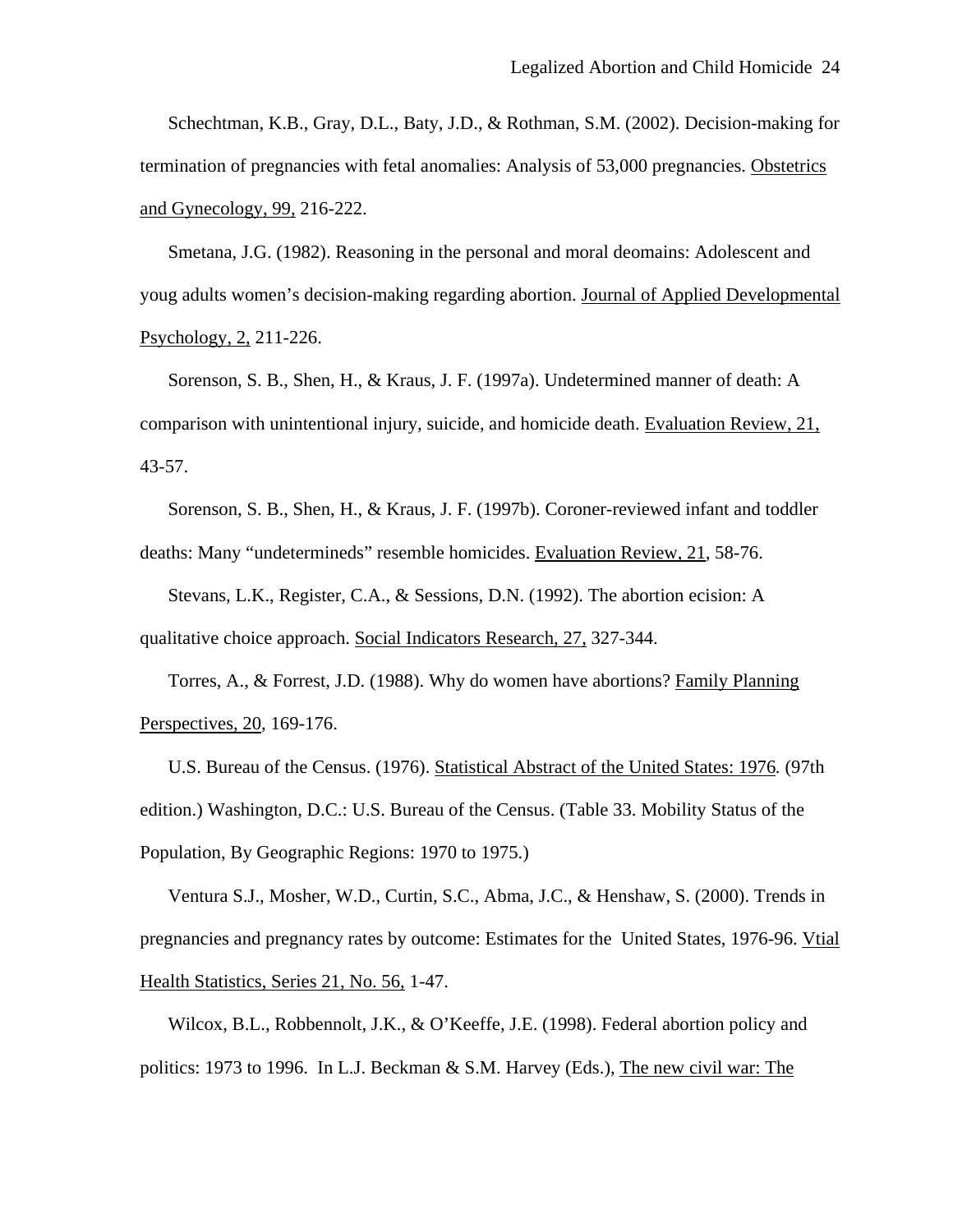Schechtman, K.B., Gray, D.L., Baty, J.D., & Rothman, S.M. (2002). Decision-making for termination of pregnancies with fetal anomalies: Analysis of 53,000 pregnancies. Obstetrics and Gynecology, 99, 216-222.

Smetana, J.G. (1982). Reasoning in the personal and moral deomains: Adolescent and youg adults women's decision-making regarding abortion. Journal of Applied Developmental Psychology, 2, 211-226.

Sorenson, S. B., Shen, H., & Kraus, J. F. (1997a). Undetermined manner of death: A comparison with unintentional injury, suicide, and homicide death. Evaluation Review, 21, 43-57.

Sorenson, S. B., Shen, H., & Kraus, J. F. (1997b). Coroner-reviewed infant and toddler deaths: Many "undetermineds" resemble homicides. Evaluation Review, 21, 58-76.

Stevans, L.K., Register, C.A., & Sessions, D.N. (1992). The abortion ecision: A qualitative choice approach. Social Indicators Research, 27, 327-344.

Torres, A., & Forrest, J.D. (1988). Why do women have abortions? Family Planning Perspectives, 20, 169-176.

U.S. Bureau of the Census. (1976). Statistical Abstract of the United States: 1976. (97th edition.) Washington, D.C.: U.S. Bureau of the Census. (Table 33. Mobility Status of the Population, By Geographic Regions: 1970 to 1975.)

Ventura S.J., Mosher, W.D., Curtin, S.C., Abma, J.C., & Henshaw, S. (2000). Trends in pregnancies and pregnancy rates by outcome: Estimates for the United States, 1976-96. Vtial Health Statistics, Series 21, No. 56, 1-47.

Wilcox, B.L., Robbennolt, J.K., & O'Keeffe, J.E. (1998). Federal abortion policy and politics: 1973 to 1996. In L.J. Beckman & S.M. Harvey (Eds.), The new civil war: The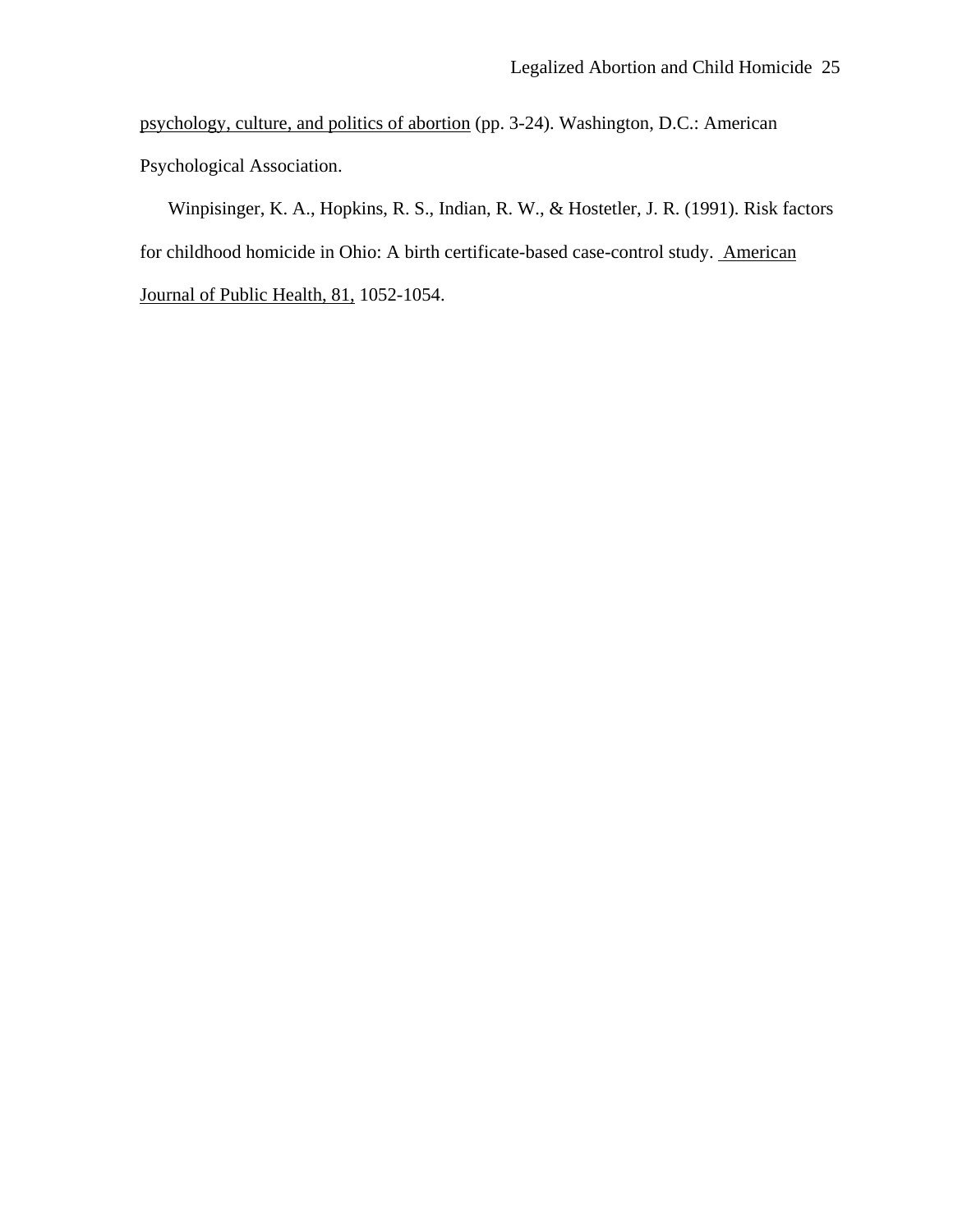psychology, culture, and politics of abortion (pp. 3-24). Washington, D.C.: American Psychological Association.

Winpisinger, K. A., Hopkins, R. S., Indian, R. W., & Hostetler, J. R. (1991). Risk factors for childhood homicide in Ohio: A birth certificate-based case-control study. American Journal of Public Health, 81, 1052-1054.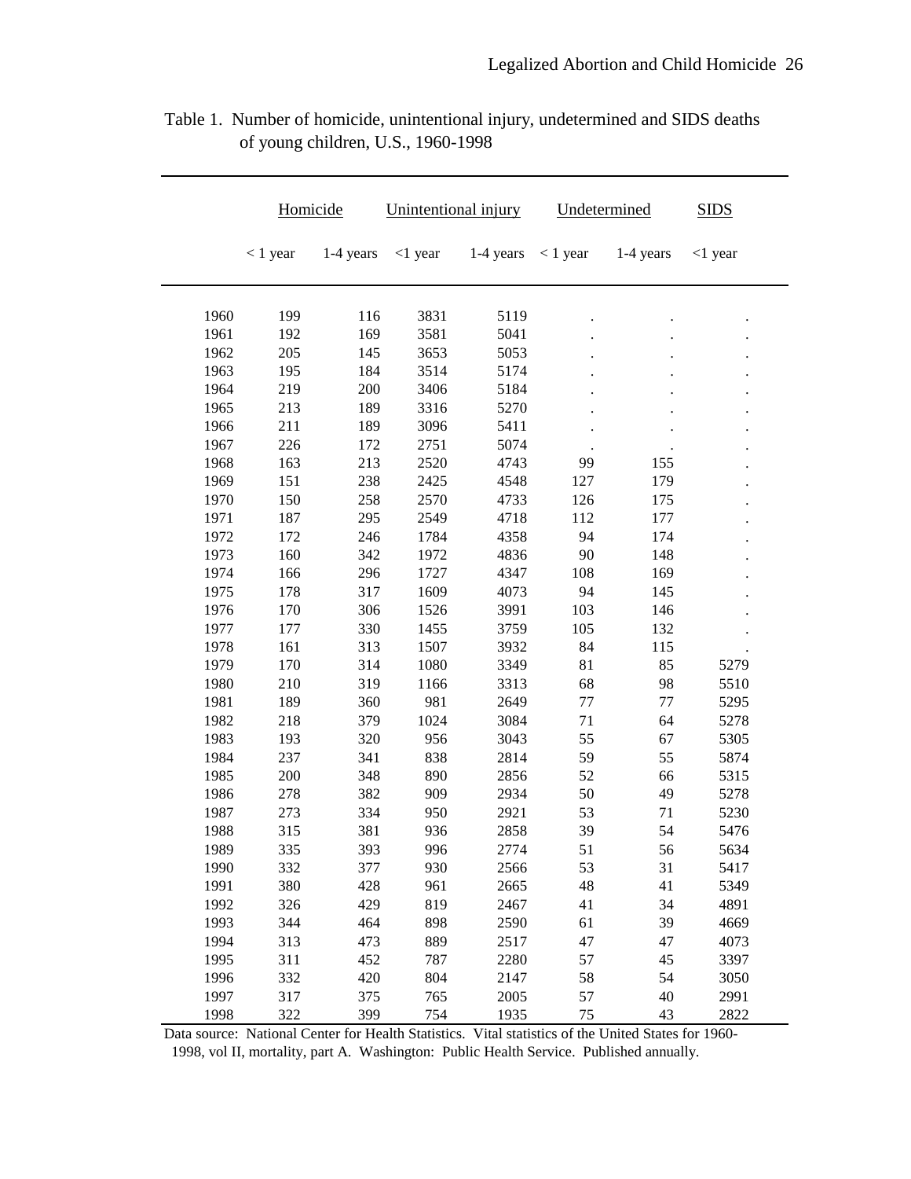Table 1. Number of homicide, unintentional injury, undetermined and SIDS deaths of young children, U.S., 1960-1998

| | Homicide | | Unintentional injury | | Undetermined | | SIDS |
|---|---|---|---|---|---|---|---|
| | < 1 year | 1-4 years | <1 year | 1-4 years | < 1 year | 1-4 years | <1 year |
| 1960 | 199 | 116 | 3831 | 5119 | . | . | . |
| 1961 | 192 | 169 | 3581 | 5041 | . | . | . |
| 1962 | 205 | 145 | 3653 | 5053 | . | . | . |
| 1963 | 195 | 184 | 3514 | 5174 | . | . | . |
| 1964 | 219 | 200 | 3406 | 5184 | . | . | . |
| 1965 | 213 | 189 | 3316 | 5270 | . | . | . |
| 1966 | 211 | 189 | 3096 | 5411 | . | . | . |
| 1967 | 226 | 172 | 2751 | 5074 | . | . | . |
| 1968 | 163 | 213 | 2520 | 4743 | 99 | 155 | . |
| 1969 | 151 | 238 | 2425 | 4548 | 127 | 179 | . |
| 1970 | 150 | 258 | 2570 | 4733 | 126 | 175 | . |
| 1971 | 187 | 295 | 2549 | 4718 | 112 | 177 | . |
| 1972 | 172 | 246 | 1784 | 4358 | 94 | 174 | . |
| 1973 | 160 | 342 | 1972 | 4836 | 90 | 148 | . |
| 1974 | 166 | 296 | 1727 | 4347 | 108 | 169 | . |
| 1975 | 178 | 317 | 1609 | 4073 | 94 | 145 | . |
| 1976 | 170 | 306 | 1526 | 3991 | 103 | 146 | . |
| 1977 | 177 | 330 | 1455 | 3759 | 105 | 132 | . |
| 1978 | 161 | 313 | 1507 | 3932 | 84 | 115 | . |
| 1979 | 170 | 314 | 1080 | 3349 | 81 | 85 | 5279 |
| 1980 | 210 | 319 | 1166 | 3313 | 68 | 98 | 5510 |
| 1981 | 189 | 360 | 981 | 2649 | 77 | 77 | 5295 |
| 1982 | 218 | 379 | 1024 | 3084 | 71 | 64 | 5278 |
| 1983 | 193 | 320 | 956 | 3043 | 55 | 67 | 5305 |
| 1984 | 237 | 341 | 838 | 2814 | 59 | 55 | 5874 |
| 1985 | 200 | 348 | 890 | 2856 | 52 | 66 | 5315 |
| 1986 | 278 | 382 | 909 | 2934 | 50 | 49 | 5278 |
| 1987 | 273 | 334 | 950 | 2921 | 53 | 71 | 5230 |
| 1988 | 315 | 381 | 936 | 2858 | 39 | 54 | 5476 |
| 1989 | 335 | 393 | 996 | 2774 | 51 | 56 | 5634 |
| 1990 | 332 | 377 | 930 | 2566 | 53 | 31 | 5417 |
| 1991 | 380 | 428 | 961 | 2665 | 48 | 41 | 5349 |
| 1992 | 326 | 429 | 819 | 2467 | 41 | 34 | 4891 |
| 1993 | 344 | 464 | 898 | 2590 | 61 | 39 | 4669 |
| 1994 | 313 | 473 | 889 | 2517 | 47 | 47 | 4073 |
| 1995 | 311 | 452 | 787 | 2280 | 57 | 45 | 3397 |
| 1996 | 332 | 420 | 804 | 2147 | 58 | 54 | 3050 |
| 1997 | 317 | 375 | 765 | 2005 | 57 | 40 | 2991 |
| 1998 | 322 | 399 | 754 | 1935 | 75 | 43 | 2822 |

Data source: National Center for Health Statistics. Vital statistics of the United States for 1960-1998, vol II, mortality, part A. Washington: Public Health Service. Published annually.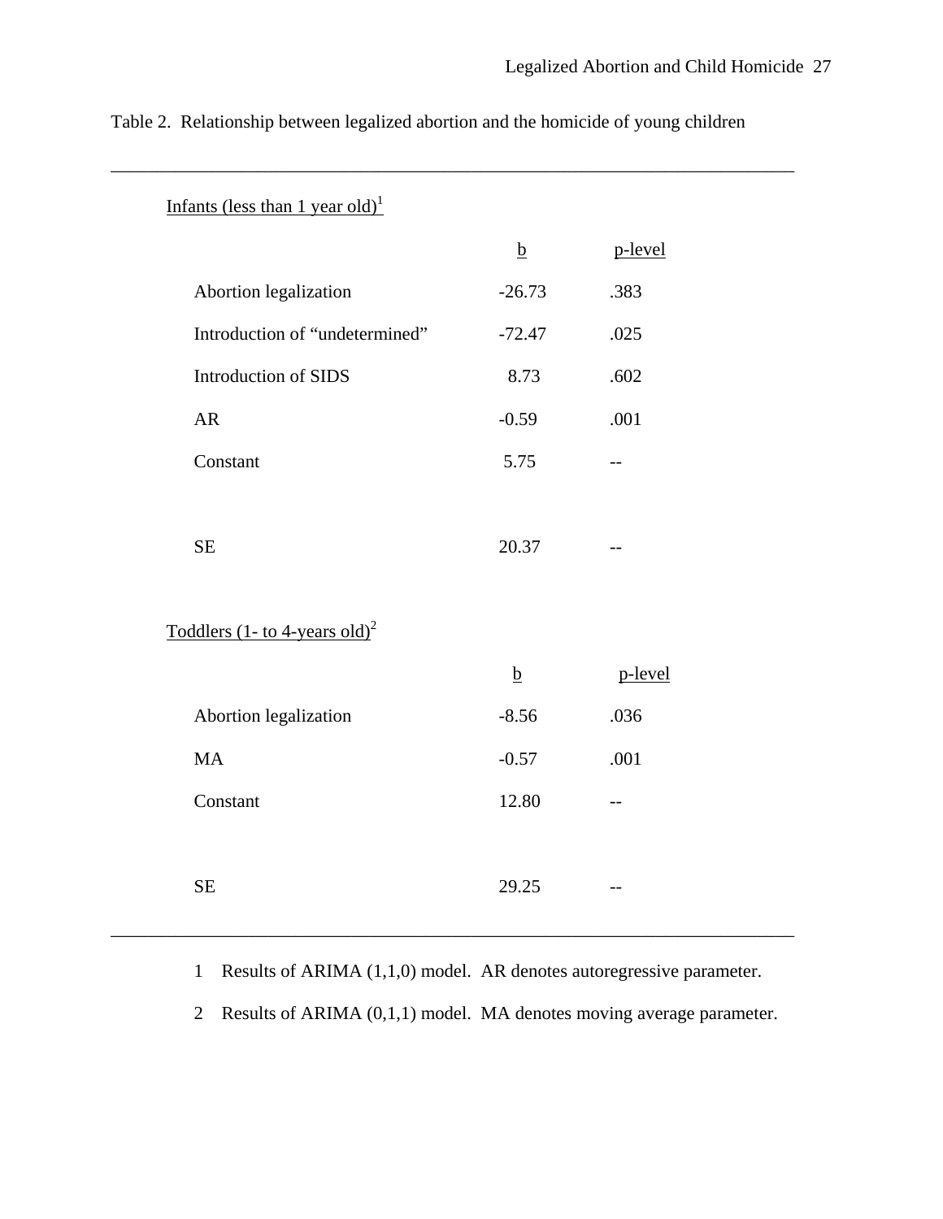Table 2. Relationship between legalized abortion and the homicide of young children

Infants (less than 1 year old)[1]

| | b | p-level |
|---|---|---|
| Abortion legalization | -26.73 | .383 |
| Introduction of “undetermined” | -72.47 | .025 |
| Introduction of SIDS | 8.73 | .602 |
| AR | -0.59 | .001 |
| Constant | 5.75 | -- |
| SE | 20.37 | -- |

Toddlers (1- to 4-years old)[2]

| | b | p-level |
|---|---|---|
| Abortion legalization | -8.56 | .036 |
| MA | -0.57 | .001 |
| Constant | 12.80 | -- |
| SE | 29.25 | -- |

1 Results of ARIMA (1,1,0) model. AR denotes autoregressive parameter.

2 Results of ARIMA (0,1,1) model. MA denotes moving average parameter.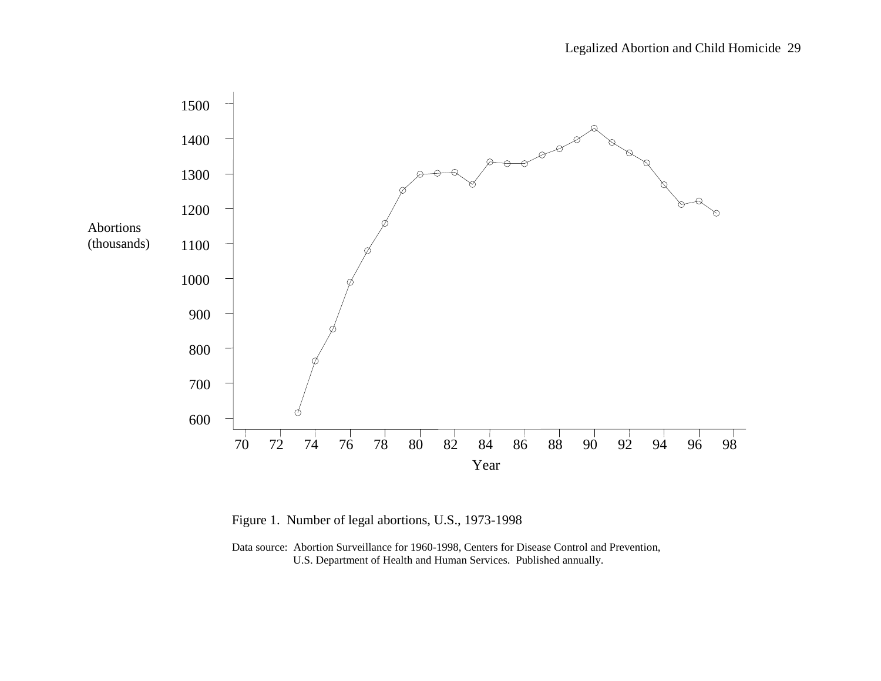Figure 1. Number of legal abortions, U.S., 1973-1998

Data source: Abortion Surveillance for 1960-1998, Centers for Disease Control and Prevention, U.S. Department of Health and Human Services. Published annually.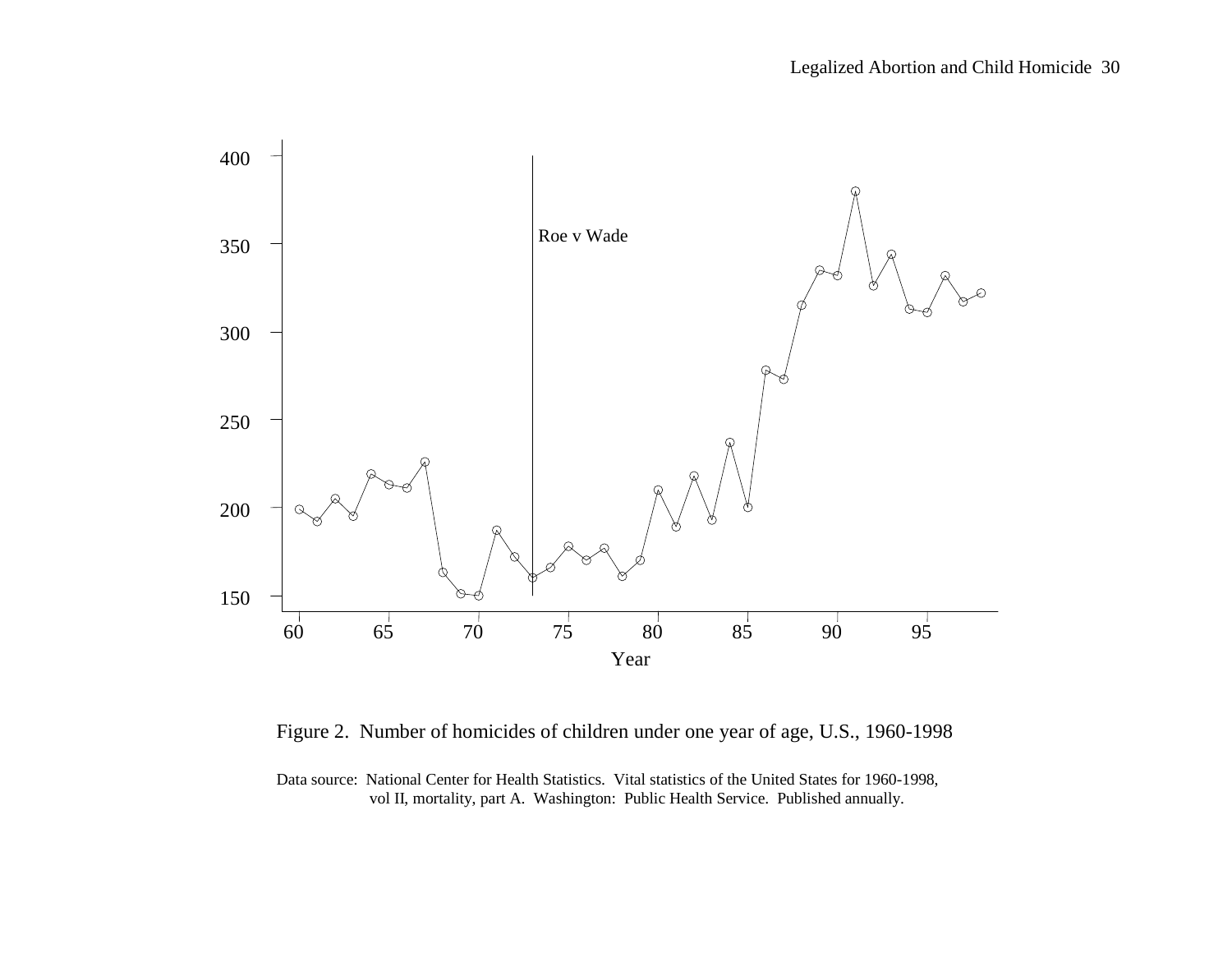Figure 2. Number of homicides of children under one year of age, U.S., 1960-1998

Data source: National Center for Health Statistics. Vital statistics of the United States for 1960-1998, vol II, mortality, part A. Washington: Public Health Service. Published annually.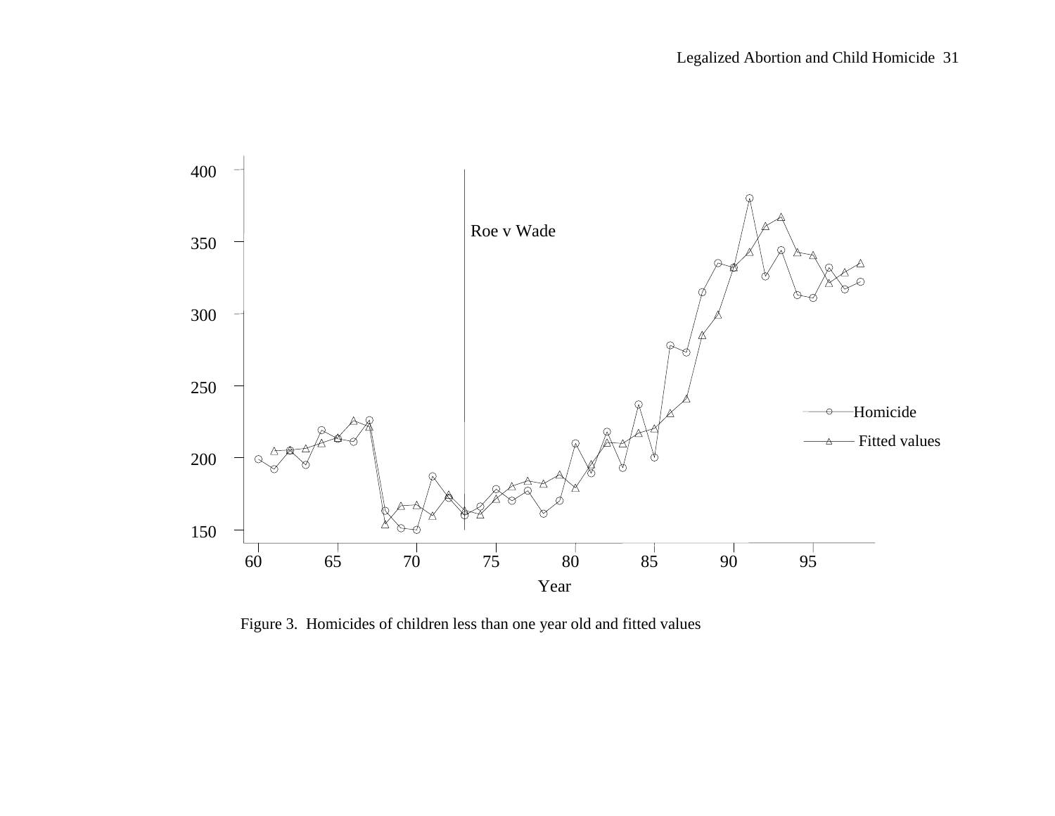Figure 3. Homicides of children less than one year old and fitted values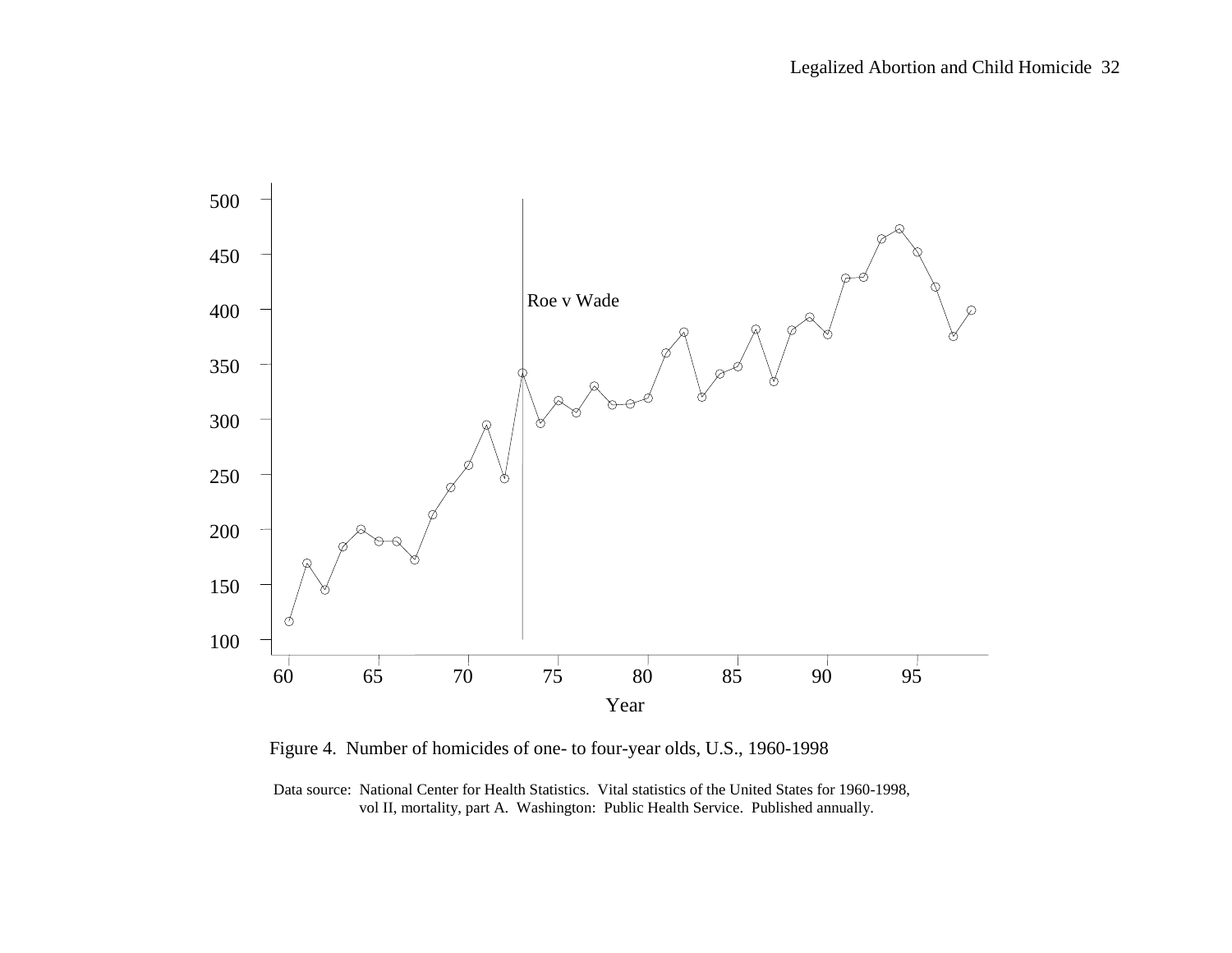Figure 4. Number of homicides of one- to four-year olds, U.S., 1960-1998

Data source: National Center for Health Statistics. Vital statistics of the United States for 1960-1998, vol II, mortality, part A. Washington: Public Health Service. Published annually.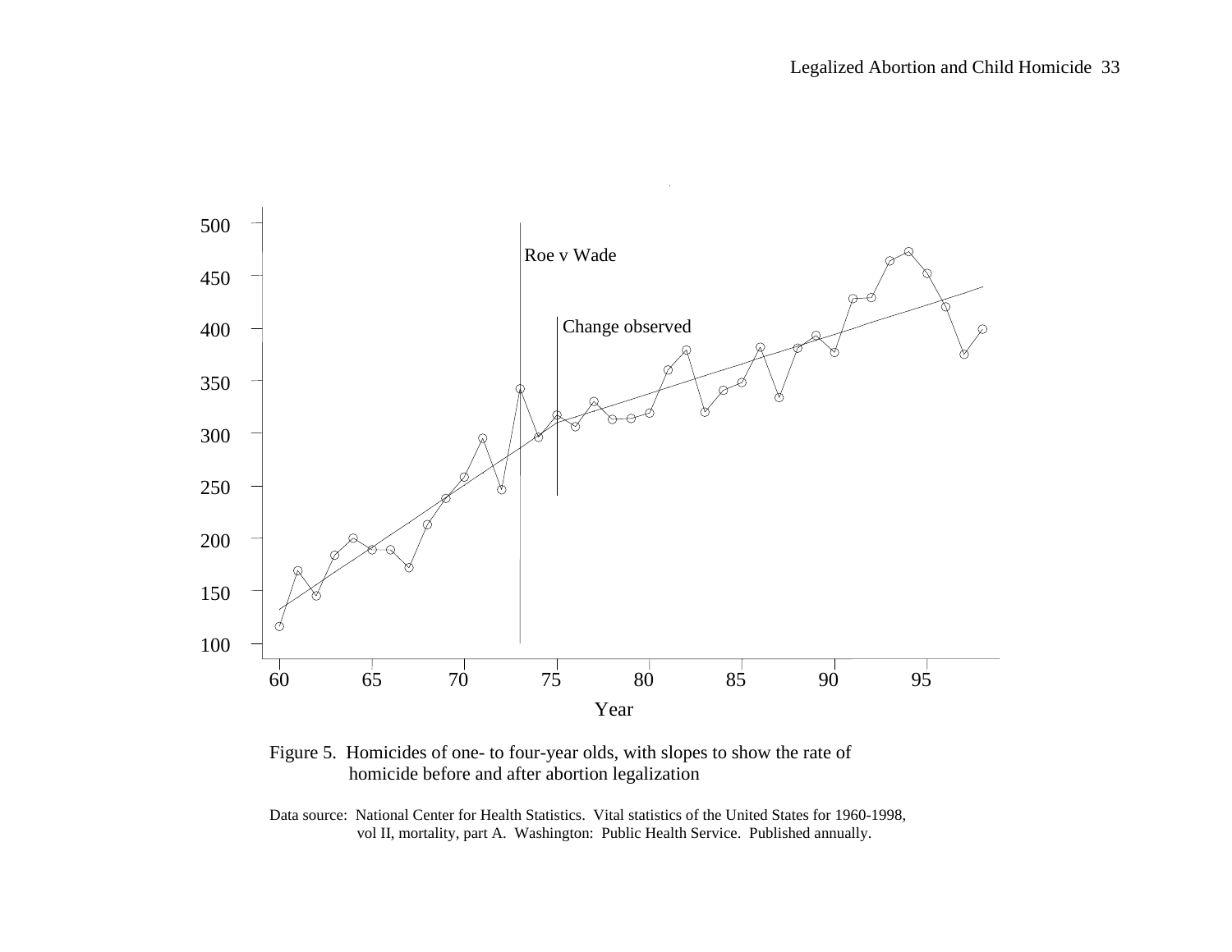Figure 5. Homicides of one- to four-year olds, with slopes to show the rate of homicide before and after abortion legalization

Data source: National Center for Health Statistics. Vital statistics of the United States for 1960-1998, vol II, mortality, part A. Washington: Public Health Service. Published annually.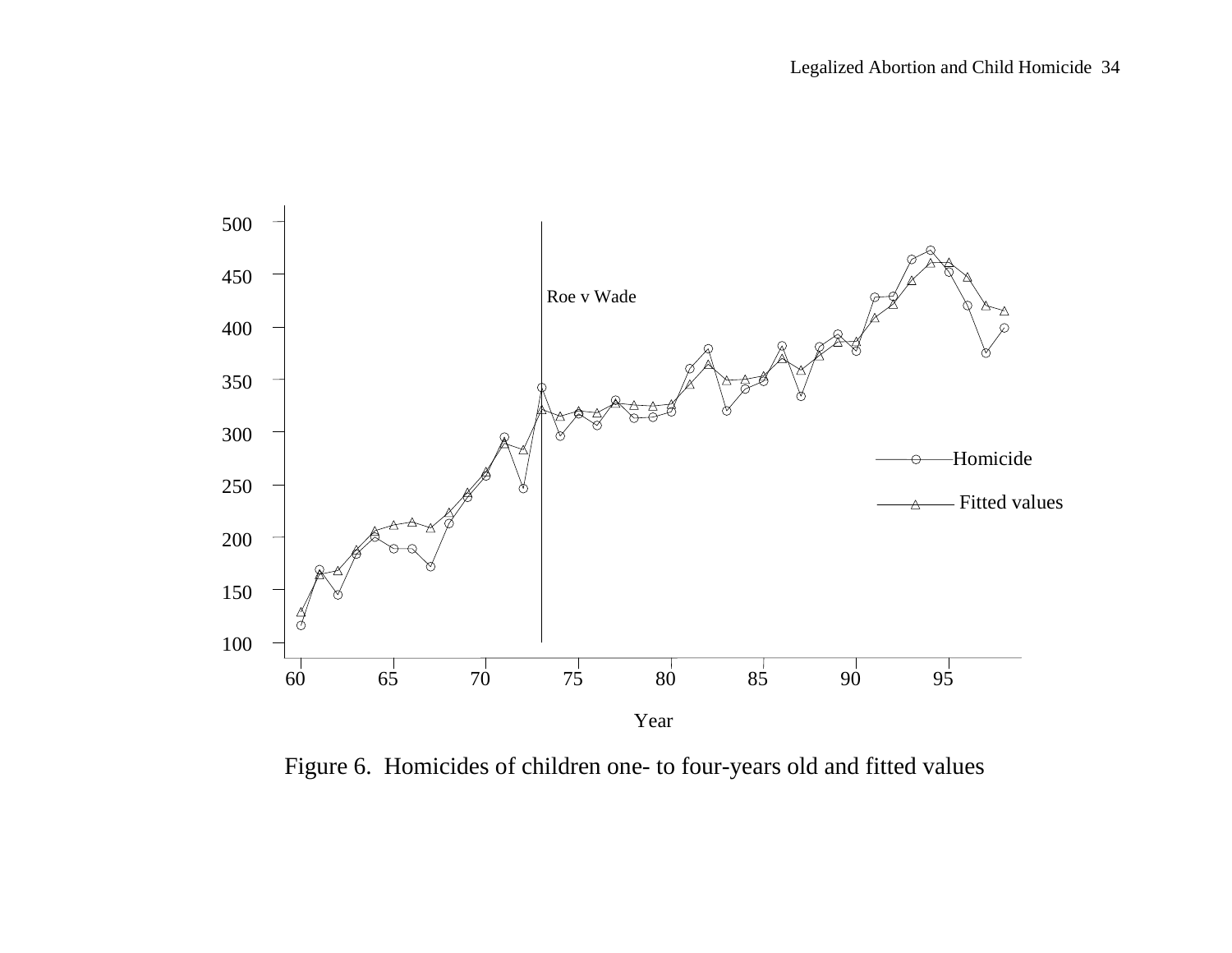Figure 6. Homicides of children one- to four-years old and fitted values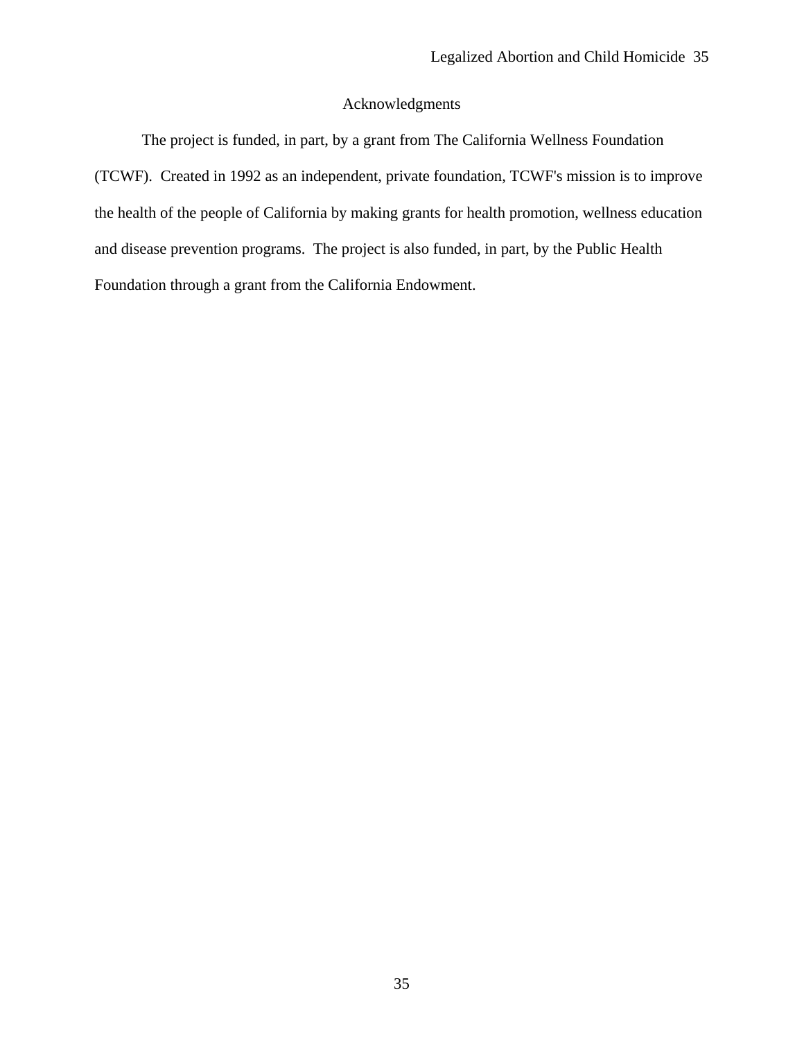## Acknowledgments

The project is funded, in part, by a grant from The California Wellness Foundation (TCWF). Created in 1992 as an independent, private foundation, TCWF's mission is to improve the health of the people of California by making grants for health promotion, wellness education and disease prevention programs. The project is also funded, in part, by the Public Health Foundation through a grant from the California Endowment.